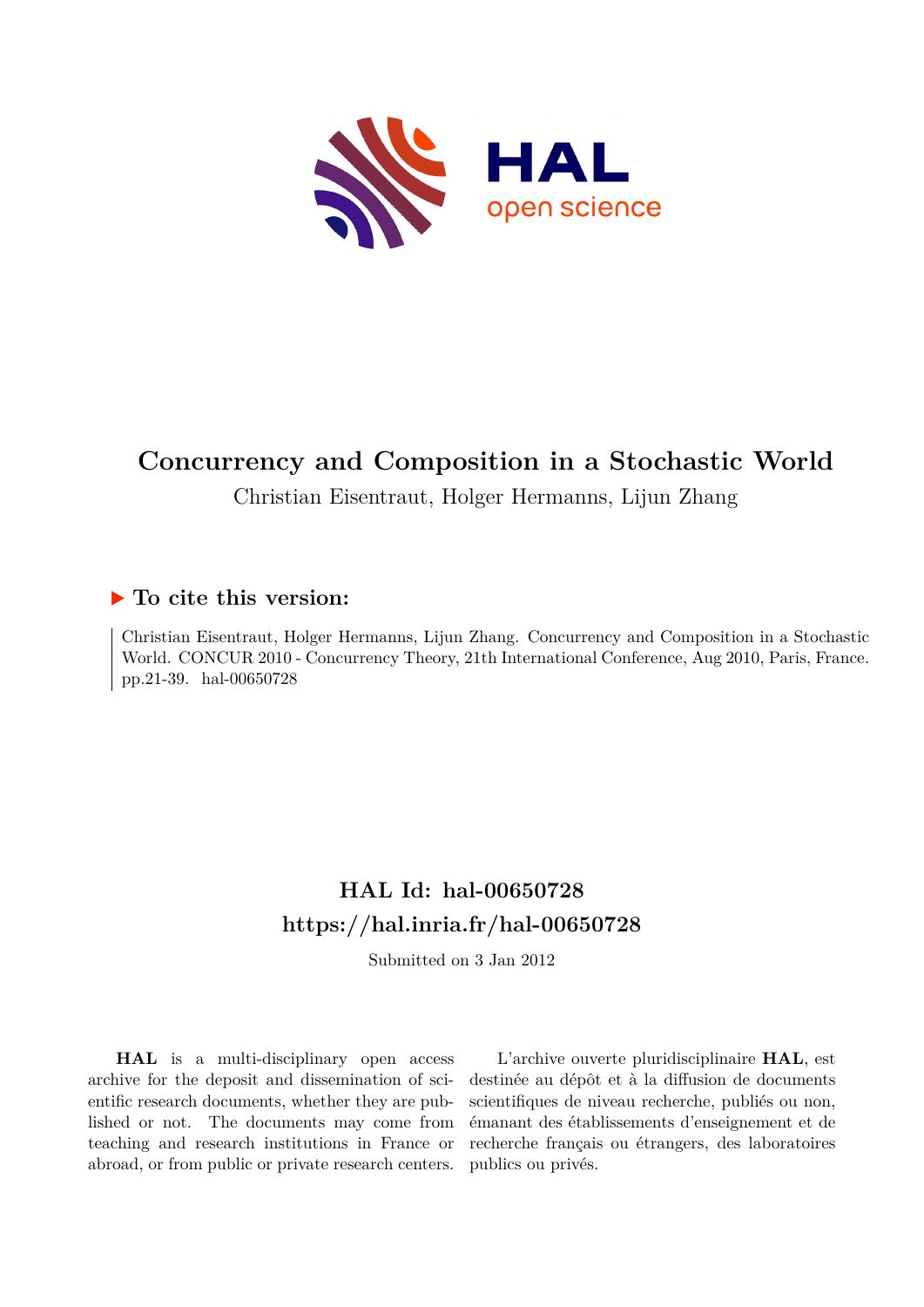# Concurrency and Composition in a Stochastic World

Christian Eisentraut, Holger Hermanns, Lijun Zhang

## ▶ To cite this version:

Christian Eisentraut, Holger Hermanns, Lijun Zhang. Concurrency and Composition in a Stochastic World. CONCUR 2010 - Concurrency Theory, 21th International Conference, Aug 2010, Paris, France. pp.21-39. hal-00650728

## HAL Id: hal-00650728
## https://hal.inria.fr/hal-00650728

Submitted on 3 Jan 2012

**HAL** is a multi-disciplinary open access archive for the deposit and dissemination of scientific research documents, whether they are published or not. The documents may come from teaching and research institutions in France or abroad, or from public or private research centers.

L'archive ouverte pluridisciplinaire **HAL**, est destinée au dépôt et à la diffusion de documents scientifiques de niveau recherche, publiés ou non, émanant des établissements d'enseignement et de recherche français ou étrangers, des laboratoires publics ou privés.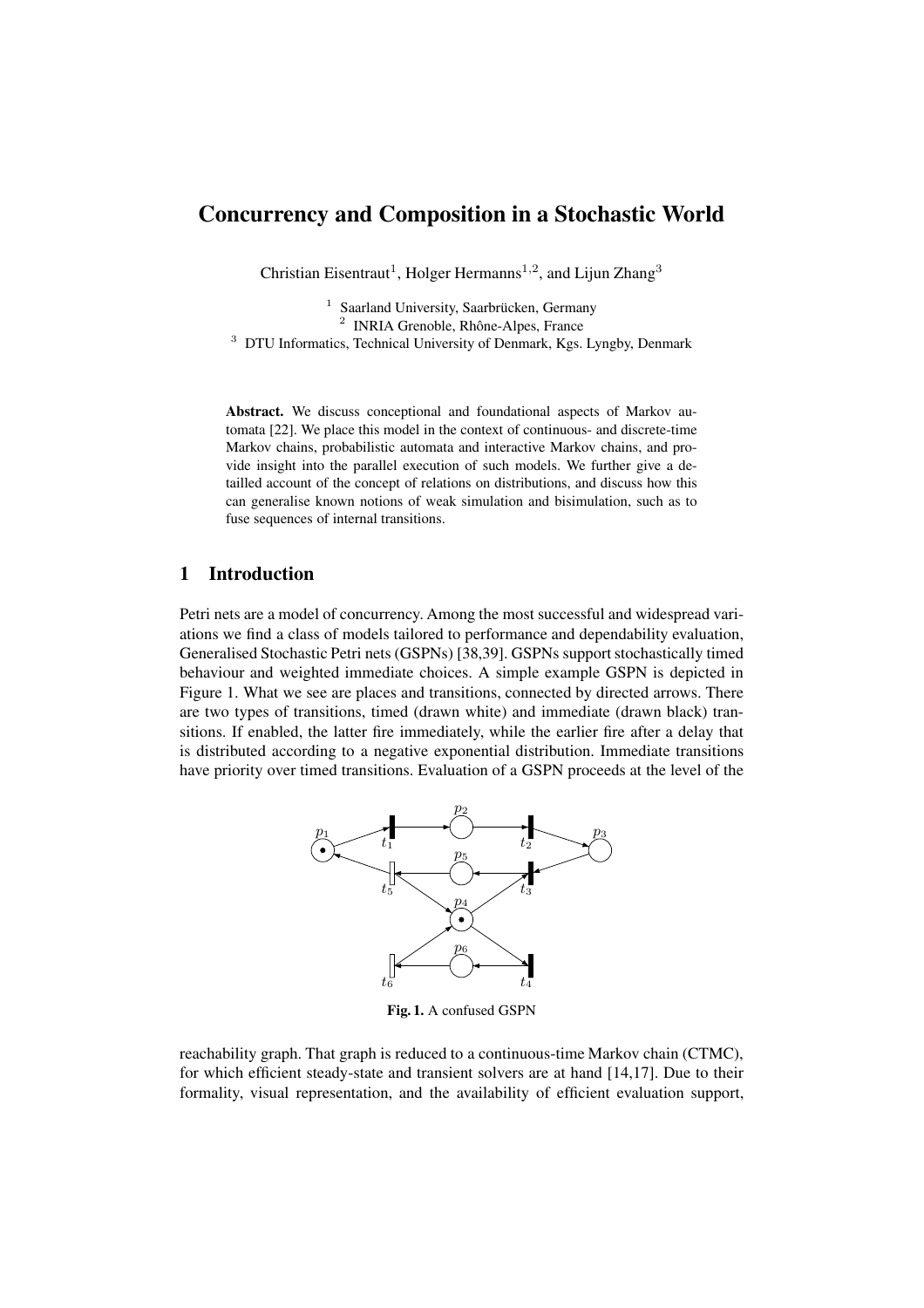# Concurrency and Composition in a Stochastic World

Christian Eisentraut[1], Holger Hermanns[1,2], and Lijun Zhang[3]

[1] Saarland University, Saarbrücken, Germany
[2] INRIA Grenoble, Rhône-Alpes, France
[3] DTU Informatics, Technical University of Denmark, Kgs. Lyngby, Denmark

**Abstract.** We discuss conceptional and foundational aspects of Markov automata [22]. We place this model in the context of continuous- and discrete-time Markov chains, probabilistic automata and interactive Markov chains, and provide insight into the parallel execution of such models. We further give a detailled account of the concept of relations on distributions, and discuss how this can generalise known notions of weak simulation and bisimulation, such as to fuse sequences of internal transitions.

## 1 Introduction

Petri nets are a model of concurrency. Among the most successful and widespread variations we find a class of models tailored to performance and dependability evaluation, Generalised Stochastic Petri nets (GSPNs) [38,39]. GSPNs support stochastically timed behaviour and weighted immediate choices. A simple example GSPN is depicted in Figure 1. What we see are places and transitions, connected by directed arrows. There are two types of transitions, timed (drawn white) and immediate (drawn black) transitions. If enabled, the latter fire immediately, while the earlier fire after a delay that is distributed according to a negative exponential distribution. Immediate transitions have priority over timed transitions. Evaluation of a GSPN proceeds at the level of the

**Fig. 1.** A confused GSPN

reachability graph. That graph is reduced to a continuous-time Markov chain (CTMC), for which efficient steady-state and transient solvers are at hand [14,17]. Due to their formality, visual representation, and the availability of efficient evaluation support,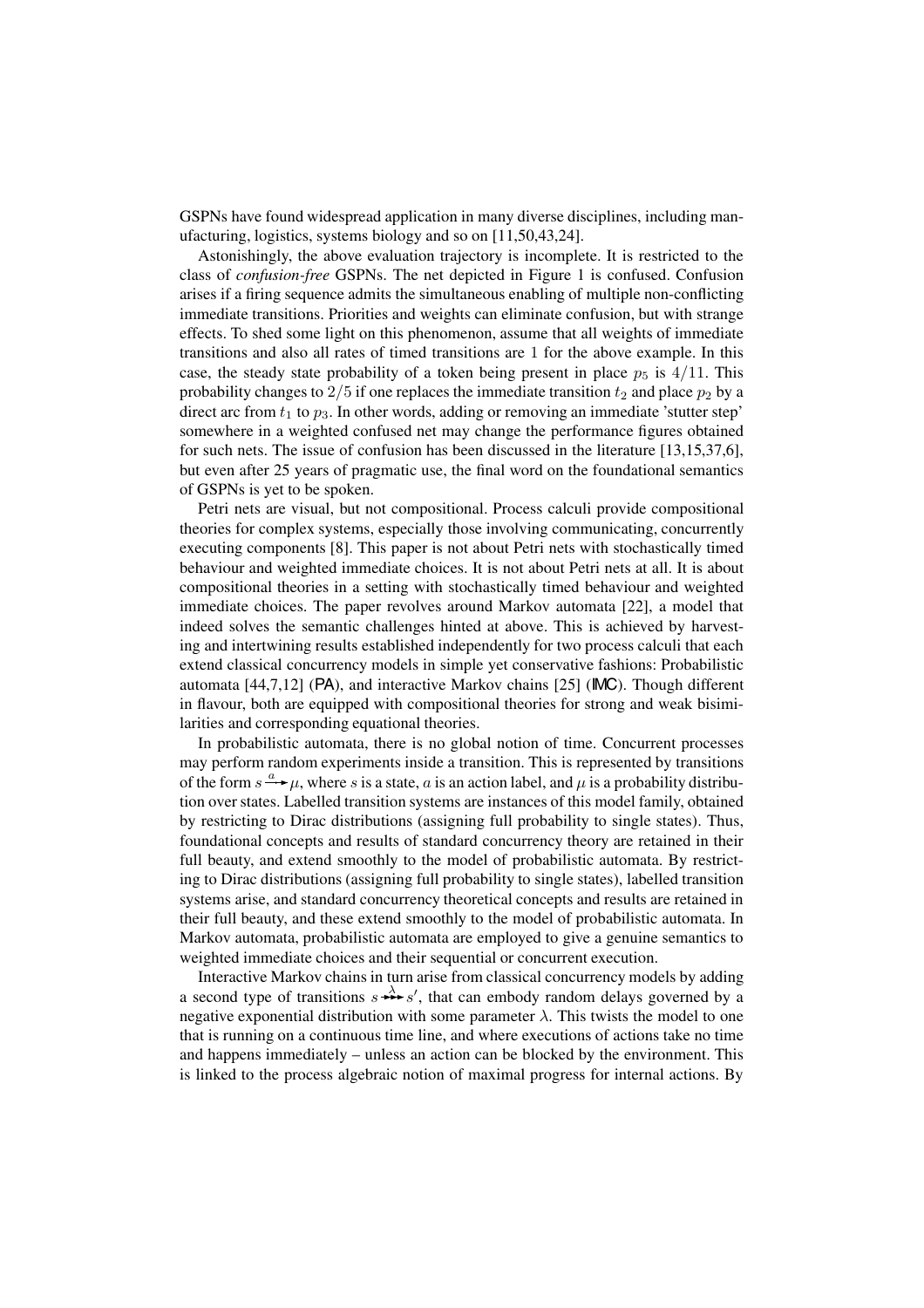GSPNs have found widespread application in many diverse disciplines, including manufacturing, logistics, systems biology and so on [11,50,43,24].

Astonishingly, the above evaluation trajectory is incomplete. It is restricted to the class of *confusion-free* GSPNs. The net depicted in Figure 1 is confused. Confusion arises if a firing sequence admits the simultaneous enabling of multiple non-conflicting immediate transitions. Priorities and weights can eliminate confusion, but with strange effects. To shed some light on this phenomenon, assume that all weights of immediate transitions and also all rates of timed transitions are 1 for the above example. In this case, the steady state probability of a token being present in place $p_5$ is $4/11$. This probability changes to $2/5$ if one replaces the immediate transition $t_2$ and place $p_2$ by a direct arc from $t_1$ to $p_3$. In other words, adding or removing an immediate 'stutter step' somewhere in a weighted confused net may change the performance figures obtained for such nets. The issue of confusion has been discussed in the literature [13,15,37,6], but even after 25 years of pragmatic use, the final word on the foundational semantics of GSPNs is yet to be spoken.

Petri nets are visual, but not compositional. Process calculi provide compositional theories for complex systems, especially those involving communicating, concurrently executing components [8]. This paper is not about Petri nets with stochastically timed behaviour and weighted immediate choices. It is not about Petri nets at all. It is about compositional theories in a setting with stochastically timed behaviour and weighted immediate choices. The paper revolves around Markov automata [22], a model that indeed solves the semantic challenges hinted at above. This is achieved by harvesting and intertwining results established independently for two process calculi that each extend classical concurrency models in simple yet conservative fashions: Probabilistic automata [44,7,12] (PA), and interactive Markov chains [25] (IMC). Though different in flavour, both are equipped with compositional theories for strong and weak bisimilarities and corresponding equational theories.

In probabilistic automata, there is no global notion of time. Concurrent processes may perform random experiments inside a transition. This is represented by transitions of the form $s \xrightarrow{a} \mu$, where $s$ is a state, $a$ is an action label, and $\mu$ is a probability distribution over states. Labelled transition systems are instances of this model family, obtained by restricting to Dirac distributions (assigning full probability to single states). Thus, foundational concepts and results of standard concurrency theory are retained in their full beauty, and extend smoothly to the model of probabilistic automata. By restricting to Dirac distributions (assigning full probability to single states), labelled transition systems arise, and standard concurrency theoretical concepts and results are retained in their full beauty, and these extend smoothly to the model of probabilistic automata. In Markov automata, probabilistic automata are employed to give a genuine semantics to weighted immediate choices and their sequential or concurrent execution.

Interactive Markov chains in turn arise from classical concurrency models by adding a second type of transitions $s \xrightarrow{\lambda} s'$, that can embody random delays governed by a negative exponential distribution with some parameter $\lambda$. This twists the model to one that is running on a continuous time line, and where executions of actions take no time and happens immediately – unless an action can be blocked by the environment. This is linked to the process algebraic notion of maximal progress for internal actions. By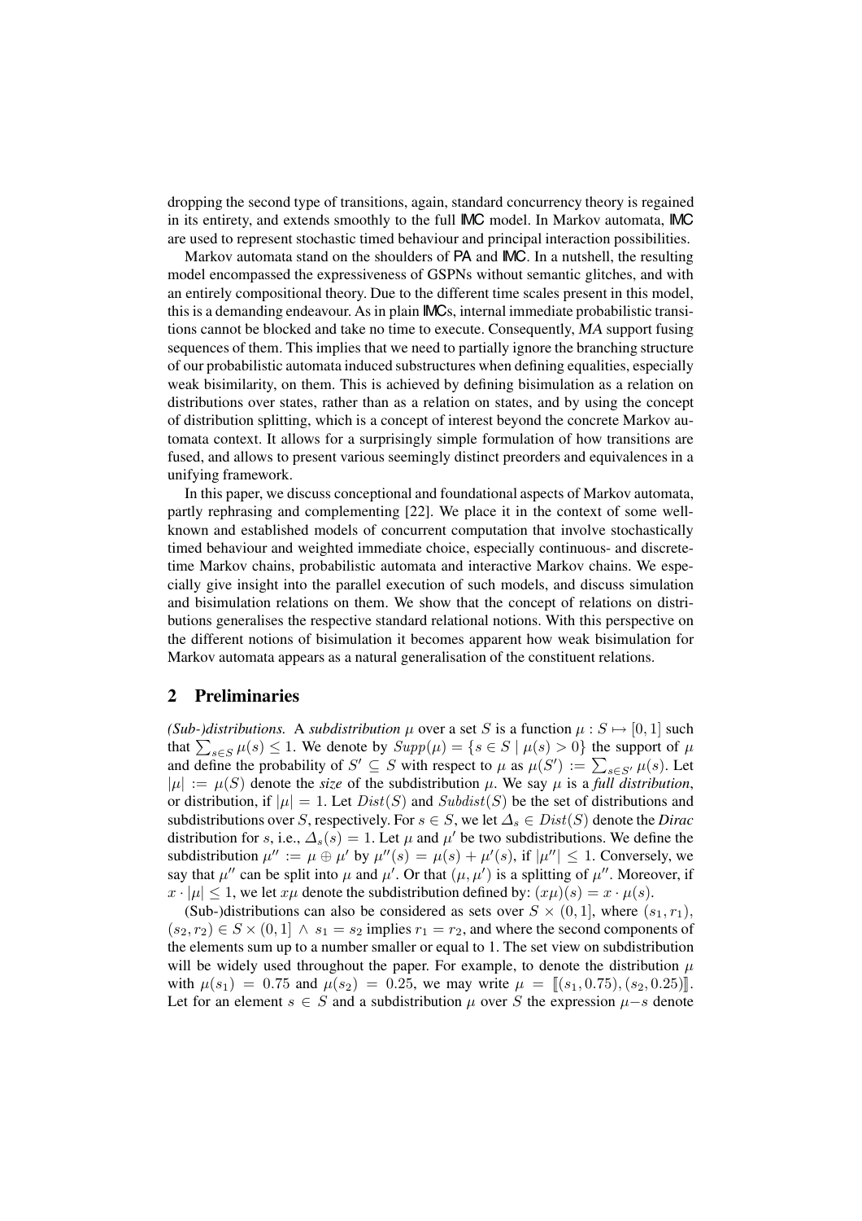dropping the second type of transitions, again, standard concurrency theory is regained in its entirety, and extends smoothly to the full IMC model. In Markov automata, IMC are used to represent stochastic timed behaviour and principal interaction possibilities.

Markov automata stand on the shoulders of PA and IMC. In a nutshell, the resulting model encompassed the expressiveness of GSPNs without semantic glitches, and with an entirely compositional theory. Due to the different time scales present in this model, this is a demanding endeavour. As in plain IMCs, internal immediate probabilistic transitions cannot be blocked and take no time to execute. Consequently, *MA* support fusing sequences of them. This implies that we need to partially ignore the branching structure of our probabilistic automata induced substructures when defining equalities, especially weak bisimilarity, on them. This is achieved by defining bisimulation as a relation on distributions over states, rather than as a relation on states, and by using the concept of distribution splitting, which is a concept of interest beyond the concrete Markov automata context. It allows for a surprisingly simple formulation of how transitions are fused, and allows to present various seemingly distinct preorders and equivalences in a unifying framework.

In this paper, we discuss conceptional and foundational aspects of Markov automata, partly rephrasing and complementing [22]. We place it in the context of some well-known and established models of concurrent computation that involve stochastically timed behaviour and weighted immediate choice, especially continuous- and discrete-time Markov chains, probabilistic automata and interactive Markov chains. We especially give insight into the parallel execution of such models, and discuss simulation and bisimulation relations on them. We show that the concept of relations on distributions generalises the respective standard relational notions. With this perspective on the different notions of bisimulation it becomes apparent how weak bisimulation for Markov automata appears as a natural generalisation of the constituent relations.

## 2 Preliminaries

*(Sub-)distributions.* A *subdistribution* $\mu$ over a set $S$ is a function $\mu : S \mapsto [0,1]$ such that $\sum_{s\in S} \mu(s) \leq 1$. We denote by $Supp(\mu) = \{s \in S \mid \mu(s) > 0\}$ the support of $\mu$ and define the probability of $S' \subseteq S$ with respect to $\mu$ as $\mu(S') := \sum_{s\in S'} \mu(s)$. Let $|\mu| := \mu(S)$ denote the *size* of the subdistribution $\mu$. We say $\mu$ is a *full distribution*, or distribution, if $|\mu| = 1$. Let $Dist(S)$ and $Subdist(S)$ be the set of distributions and subdistributions over $S$, respectively. For $s \in S$, we let $\Delta_s \in Dist(S)$ denote the *Dirac* distribution for $s$, i.e., $\Delta_s(s) = 1$. Let $\mu$ and $\mu'$ be two subdistributions. We define the subdistribution $\mu'' := \mu \oplus \mu'$ by $\mu''(s) = \mu(s) + \mu'(s)$, if $|\mu''| \leq 1$. Conversely, we say that $\mu''$ can be split into $\mu$ and $\mu'$. Or that $(\mu, \mu')$ is a splitting of $\mu''$. Moreover, if $x \cdot |\mu| \leq 1$, we let $x\mu$ denote the subdistribution defined by: $(x\mu)(s) = x \cdot \mu(s)$.

(Sub-)distributions can also be considered as sets over $S \times (0,1]$, where $(s_1, r_1)$, $(s_2, r_2) \in S \times (0,1] \wedge s_1 = s_2$ implies $r_1 = r_2$, and where the second components of the elements sum up to a number smaller or equal to 1. The set view on subdistribution will be widely used throughout the paper. For example, to denote the distribution $\mu$ with $\mu(s_1) = 0.75$ and $\mu(s_2) = 0.25$, we may write $\mu = [\![(s_1, 0.75), (s_2, 0.25)]\!]$. Let for an element $s \in S$ and a subdistribution $\mu$ over $S$ the expression $\mu - s$ denote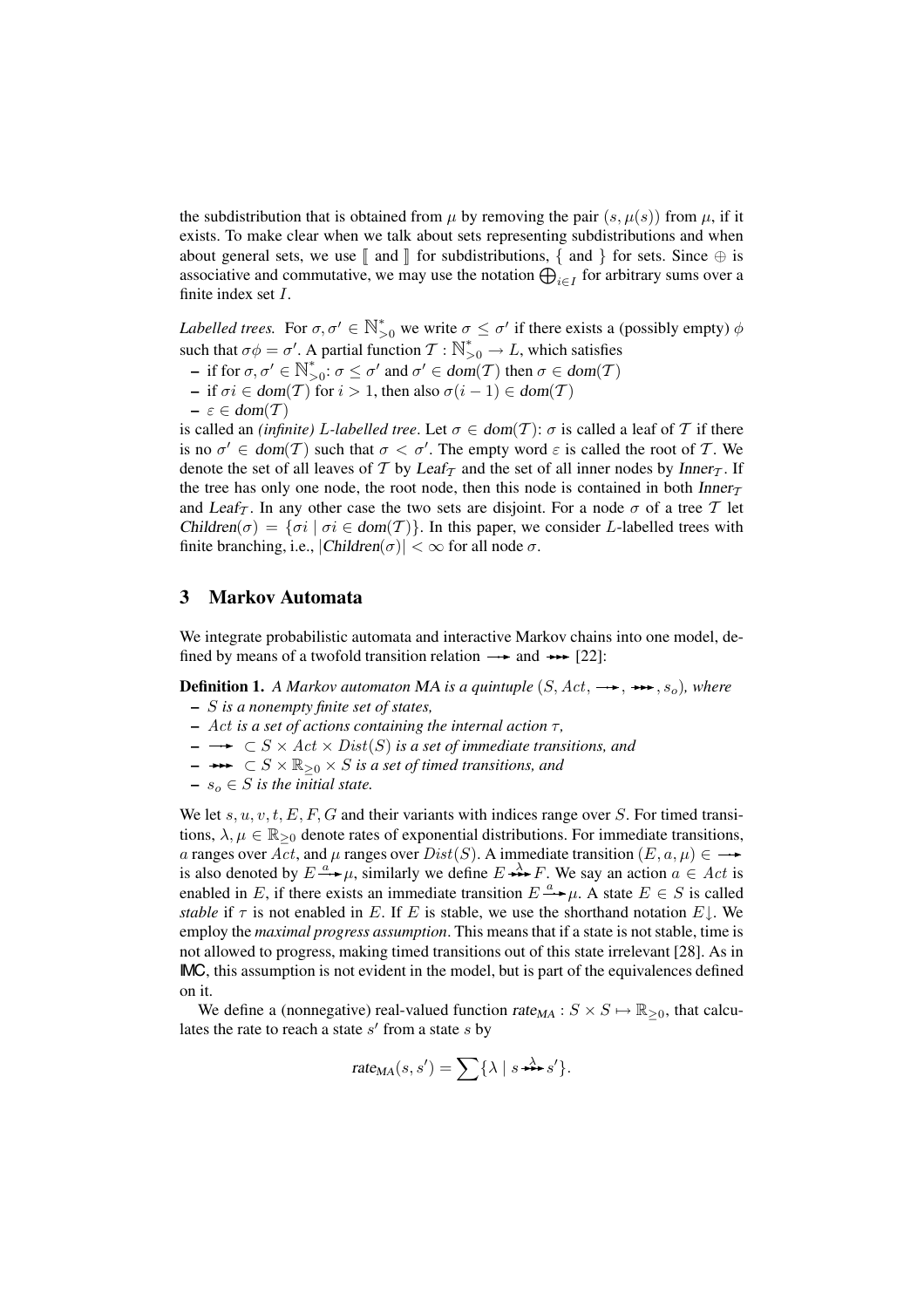the subdistribution that is obtained from $\mu$ by removing the pair $(s, \mu(s))$ from $\mu$, if it exists. To make clear when we talk about sets representing subdistributions and when about general sets, we use $\llbracket$ and $\rrbracket$ for subdistributions, $\{$ and $\}$ for sets. Since $\oplus$ is associative and commutative, we may use the notation $\bigoplus_{i \in I}$ for arbitrary sums over a finite index set $I$.

*Labelled trees.* For $\sigma, \sigma' \in \mathbb{N}_{>0}^{*}$ we write $\sigma \leq \sigma'$ if there exists a (possibly empty) $\phi$ such that $\sigma\phi = \sigma'$. A partial function $\mathcal{T} : \mathbb{N}_{>0}^{*} \to L$, which satisfies

- if for $\sigma, \sigma' \in \mathbb{N}_{>0}^{*}$: $\sigma \leq \sigma'$ and $\sigma' \in \mathit{dom}(\mathcal{T})$ then $\sigma \in \mathit{dom}(\mathcal{T})$
- if $\sigma i \in \mathit{dom}(\mathcal{T})$ for $i > 1$, then also $\sigma(i-1) \in \mathit{dom}(\mathcal{T})$
- $\varepsilon \in \mathit{dom}(\mathcal{T})$

is called an *(infinite) L-labelled tree*. Let $\sigma \in \mathit{dom}(\mathcal{T})$: $\sigma$ is called a leaf of $\mathcal{T}$ if there is no $\sigma' \in \mathit{dom}(\mathcal{T})$ such that $\sigma < \sigma'$. The empty word $\varepsilon$ is called the root of $\mathcal{T}$. We denote the set of all leaves of $\mathcal{T}$ by $\mathit{Leaf}_{\mathcal{T}}$ and the set of all inner nodes by $\mathit{Inner}_{\mathcal{T}}$. If the tree has only one node, the root node, then this node is contained in both $\mathit{Inner}_{\mathcal{T}}$ and $\mathit{Leaf}_{\mathcal{T}}$. In any other case the two sets are disjoint. For a node $\sigma$ of a tree $\mathcal{T}$ let $\mathit{Children}(\sigma) = \{\sigma i \mid \sigma i \in \mathit{dom}(\mathcal{T})\}$. In this paper, we consider $L$-labelled trees with finite branching, i.e., $|\mathit{Children}(\sigma)| < \infty$ for all node $\sigma$.

## 3 Markov Automata

We integrate probabilistic automata and interactive Markov chains into one model, defined by means of a twofold transition relation $\dashrightarrow$ and $\twoheadrightarrow$ [22]:

**Definition 1.** *A Markov automaton MA is a quintuple $(S, Act, \dashrightarrow, \twoheadrightarrow, s_o)$, where*

- *$S$ is a nonempty finite set of states,*
- *$Act$ is a set of actions containing the internal action $\tau$,*
- *$\dashrightarrow \subset S \times Act \times Dist(S)$ is a set of immediate transitions, and*
- *$\twoheadrightarrow \subset S \times \mathbb{R}_{\geq 0} \times S$ is a set of timed transitions, and*
- *$s_o \in S$ is the initial state.*

We let $s, u, v, t, E, F, G$ and their variants with indices range over $S$. For timed transitions, $\lambda, \mu \in \mathbb{R}_{\geq 0}$ denote rates of exponential distributions. For immediate transitions, $a$ ranges over $Act$, and $\mu$ ranges over $Dist(S)$. A immediate transition $(E, a, \mu) \in \dashrightarrow$ is also denoted by $E \xrightarrow{a} \mu$, similarly we define $E \xrightarrow{\lambda} F$. We say an action $a \in Act$ is enabled in $E$, if there exists an immediate transition $E \xrightarrow{a} \mu$. A state $E \in S$ is called *stable* if $\tau$ is not enabled in $E$. If $E$ is stable, we use the shorthand notation $E\!\downarrow$. We employ the *maximal progress assumption*. This means that if a state is not stable, time is not allowed to progress, making timed transitions out of this state irrelevant [28]. As in IMC, this assumption is not evident in the model, but is part of the equivalences defined on it.

We define a (nonnegative) real-valued function $\mathit{rate}_{MA} : S \times S \mapsto \mathbb{R}_{\geq 0}$, that calculates the rate to reach a state $s'$ from a state $s$ by

$$\mathit{rate}_{MA}(s, s') = \sum \{\lambda \mid s \xrightarrow{\lambda} s'\}.$$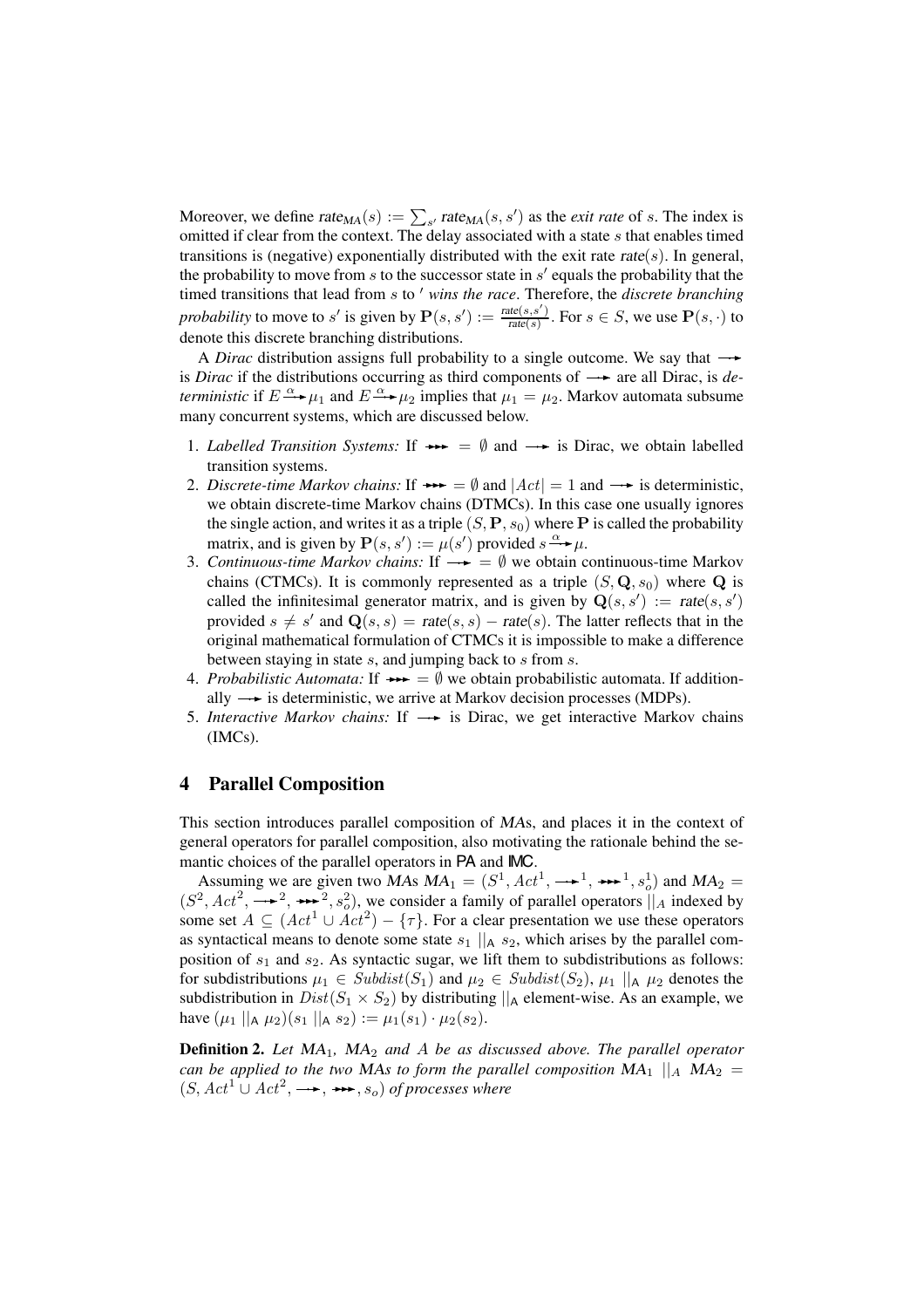Moreover, we define $\textsf{rate}_{MA}(s) := \sum_{s'} \textsf{rate}_{MA}(s, s')$ as the *exit rate* of $s$. The index is omitted if clear from the context. The delay associated with a state $s$ that enables timed transitions is (negative) exponentially distributed with the exit rate $\textsf{rate}(s)$. In general, the probability to move from $s$ to the successor state in $s'$ equals the probability that the timed transitions that lead from $s$ to $'$ *wins the race*. Therefore, the *discrete branching probability* to move to $s'$ is given by $\mathbf{P}(s, s') := \frac{\textsf{rate}(s,s')}{\textsf{rate}(s)}$. For $s \in S$, we use $\mathbf{P}(s, \cdot)$ to denote this discrete branching distributions.

A *Dirac* distribution assigns full probability to a single outcome. We say that $\longrightarrow$ is *Dirac* if the distributions occurring as third components of $\longrightarrow$ are all Dirac, is *deterministic* if $E \xrightarrow{\alpha} \mu_1$ and $E \xrightarrow{\alpha} \mu_2$ implies that $\mu_1 = \mu_2$. Markov automata subsume many concurrent systems, which are discussed below.

1. *Labelled Transition Systems:* If $\twoheadrightarrow = \emptyset$ and $\longrightarrow$ is Dirac, we obtain labelled transition systems.
2. *Discrete-time Markov chains:* If $\twoheadrightarrow = \emptyset$ and $|Act| = 1$ and $\longrightarrow$ is deterministic, we obtain discrete-time Markov chains (DTMCs). In this case one usually ignores the single action, and writes it as a triple $(S, \mathbf{P}, s_0)$ where $\mathbf{P}$ is called the probability matrix, and is given by $\mathbf{P}(s, s') := \mu(s')$ provided $s \xrightarrow{\alpha} \mu$.
3. *Continuous-time Markov chains:* If $\longrightarrow = \emptyset$ we obtain continuous-time Markov chains (CTMCs). It is commonly represented as a triple $(S, \mathbf{Q}, s_0)$ where $\mathbf{Q}$ is called the infinitesimal generator matrix, and is given by $\mathbf{Q}(s, s') := \textsf{rate}(s, s')$ provided $s \neq s'$ and $\mathbf{Q}(s, s) = \textsf{rate}(s, s) - \textsf{rate}(s)$. The latter reflects that in the original mathematical formulation of CTMCs it is impossible to make a difference between staying in state $s$, and jumping back to $s$ from $s$.
4. *Probabilistic Automata:* If $\twoheadrightarrow = \emptyset$ we obtain probabilistic automata. If additionally $\longrightarrow$ is deterministic, we arrive at Markov decision processes (MDPs).
5. *Interactive Markov chains:* If $\longrightarrow$ is Dirac, we get interactive Markov chains (IMCs).

## 4 Parallel Composition

This section introduces parallel composition of *MA*s, and places it in the context of general operators for parallel composition, also motivating the rationale behind the semantic choices of the parallel operators in PA and IMC.

Assuming we are given two *MA*s $MA_1 = (S^1, Act^1, \longrightarrow^1, \twoheadrightarrow^1, s_o^1)$ and $MA_2 = (S^2, Act^2, \longrightarrow^2, \twoheadrightarrow^2, s_o^2)$, we consider a family of parallel operators $||_A$ indexed by some set $A \subseteq (Act^1 \cup Act^2) - \{\tau\}$. For a clear presentation we use these operators as syntactical means to denote some state $s_1 \;||_{\mathsf{A}}\; s_2$, which arises by the parallel composition of $s_1$ and $s_2$. As syntactic sugar, we lift them to subdistributions as follows: for subdistributions $\mu_1 \in Subdist(S_1)$ and $\mu_2 \in Subdist(S_2)$, $\mu_1 \;||_{\mathsf{A}}\; \mu_2$ denotes the subdistribution in $Dist(S_1 \times S_2)$ by distributing $||_{\mathsf{A}}$ element-wise. As an example, we have $(\mu_1 \;||_{\mathsf{A}}\; \mu_2)(s_1 \;||_{\mathsf{A}}\; s_2) := \mu_1(s_1) \cdot \mu_2(s_2)$.

**Definition 2.** *Let $MA_1$, $MA_2$ and $A$ be as discussed above. The parallel operator can be applied to the two MAs to form the parallel composition $MA_1 \;||_A\; MA_2 = (S, Act^1 \cup Act^2, \longrightarrow, \twoheadrightarrow, s_o)$ of processes where*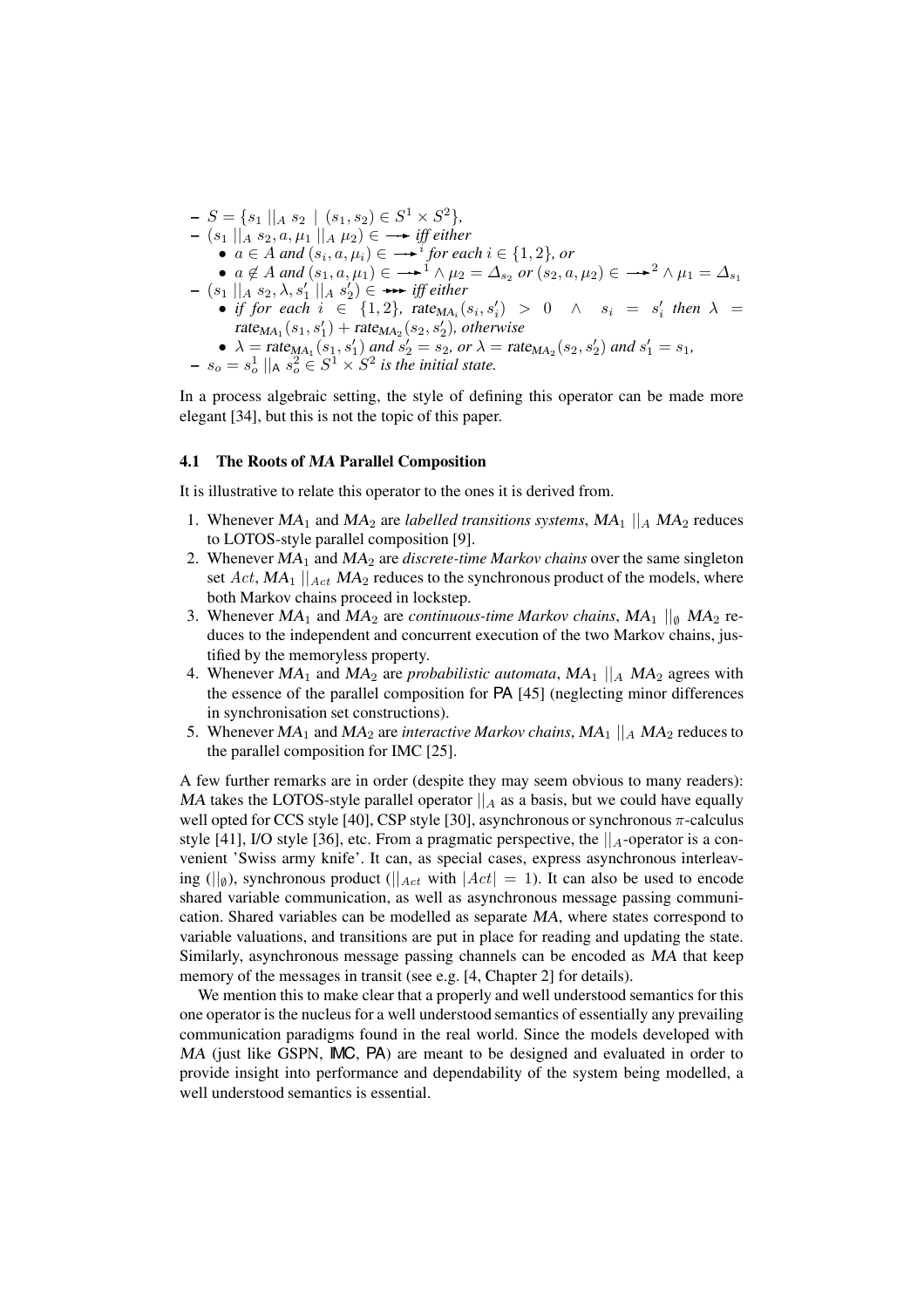- $S = \{s_1 \mid\mid_A s_2 \mid (s_1, s_2) \in S^1 \times S^2\}$,
- $(s_1 \mid\mid_A s_2, a, \mu_1 \mid\mid_A \mu_2) \in \longrightarrow$ *iff either*
  - $a \in A$ *and* $(s_i, a, \mu_i) \in \longrightarrow^i$ *for each* $i \in \{1, 2\}$, *or*
  - $a \notin A$ *and* $(s_1, a, \mu_1) \in \longrightarrow^1 \wedge \mu_2 = \Delta_{s_2}$ *or* $(s_2, a, \mu_2) \in \longrightarrow^2 \wedge \mu_1 = \Delta_{s_1}$
- $(s_1 \mid\mid_A s_2, \lambda, s_1' \mid\mid_A s_2') \in \twoheadrightarrow$ *iff either*
  - *if for each* $i \in \{1, 2\}$, $\text{rate}_{MA_i}(s_i, s_i') > 0 \;\; \wedge \;\; s_i = s_i'$ *then* $\lambda = \text{rate}_{MA_1}(s_1, s_1') + \text{rate}_{MA_2}(s_2, s_2')$, *otherwise*
  - $\lambda = \text{rate}_{MA_1}(s_1, s_1')$ *and* $s_2' = s_2$, *or* $\lambda = \text{rate}_{MA_2}(s_2, s_2')$ *and* $s_1' = s_1$,
- $s_o = s_o^1 \mid\mid_A s_o^2 \in S^1 \times S^2$ *is the initial state.*

In a process algebraic setting, the style of defining this operator can be made more elegant [34], but this is not the topic of this paper.

### 4.1 The Roots of *MA* Parallel Composition

It is illustrative to relate this operator to the ones it is derived from.

1. Whenever $MA_1$ and $MA_2$ are *labelled transitions systems*, $MA_1 \mid\mid_A MA_2$ reduces to LOTOS-style parallel composition [9].
2. Whenever $MA_1$ and $MA_2$ are *discrete-time Markov chains* over the same singleton set $Act$, $MA_1 \mid\mid_{Act} MA_2$ reduces to the synchronous product of the models, where both Markov chains proceed in lockstep.
3. Whenever $MA_1$ and $MA_2$ are *continuous-time Markov chains*, $MA_1 \mid\mid_\emptyset MA_2$ reduces to the independent and concurrent execution of the two Markov chains, justified by the memoryless property.
4. Whenever $MA_1$ and $MA_2$ are *probabilistic automata*, $MA_1 \mid\mid_A MA_2$ agrees with the essence of the parallel composition for PA [45] (neglecting minor differences in synchronisation set constructions).
5. Whenever $MA_1$ and $MA_2$ are *interactive Markov chains*, $MA_1 \mid\mid_A MA_2$ reduces to the parallel composition for IMC [25].

A few further remarks are in order (despite they may seem obvious to many readers): *MA* takes the LOTOS-style parallel operator $\mid\mid_A$ as a basis, but we could have equally well opted for CCS style [40], CSP style [30], asynchronous or synchronous $\pi$-calculus style [41], I/O style [36], etc. From a pragmatic perspective, the $\mid\mid_A$-operator is a convenient 'Swiss army knife'. It can, as special cases, express asynchronous interleaving ($\mid\mid_\emptyset$), synchronous product ($\mid\mid_{Act}$ with $|Act| = 1$). It can also be used to encode shared variable communication, as well as asynchronous message passing communication. Shared variables can be modelled as separate *MA*, where states correspond to variable valuations, and transitions are put in place for reading and updating the state. Similarly, asynchronous message passing channels can be encoded as *MA* that keep memory of the messages in transit (see e.g. [4, Chapter 2] for details).

We mention this to make clear that a properly and well understood semantics for this one operator is the nucleus for a well understood semantics of essentially any prevailing communication paradigms found in the real world. Since the models developed with *MA* (just like GSPN, IMC, PA) are meant to be designed and evaluated in order to provide insight into performance and dependability of the system being modelled, a well understood semantics is essential.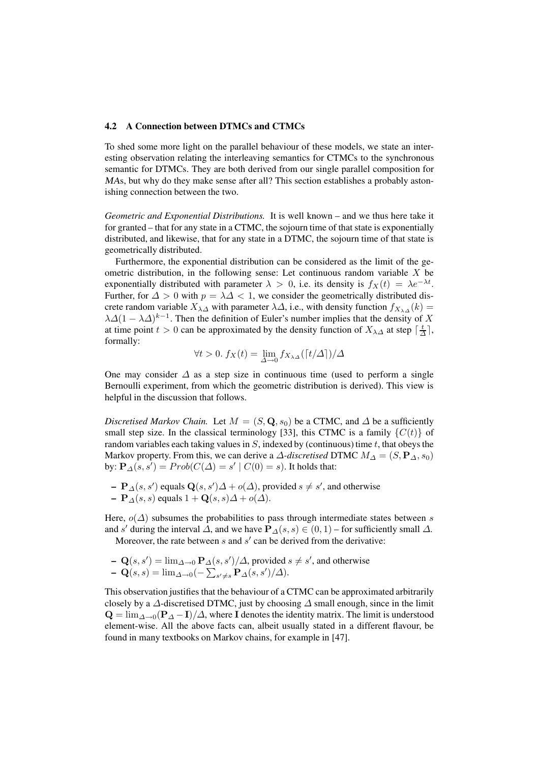### 4.2 A Connection between DTMCs and CTMCs

To shed some more light on the parallel behaviour of these models, we state an interesting observation relating the interleaving semantics for CTMCs to the synchronous semantic for DTMCs. They are both derived from our single parallel composition for *MA*s, but why do they make sense after all? This section establishes a probably astonishing connection between the two.

*Geometric and Exponential Distributions.* It is well known – and we thus here take it for granted – that for any state in a CTMC, the sojourn time of that state is exponentially distributed, and likewise, that for any state in a DTMC, the sojourn time of that state is geometrically distributed.

Furthermore, the exponential distribution can be considered as the limit of the geometric distribution, in the following sense: Let continuous random variable $X$ be exponentially distributed with parameter $\lambda > 0$, i.e. its density is $f_X(t) = \lambda e^{-\lambda t}$. Further, for $\Delta > 0$ with $p = \lambda\Delta < 1$, we consider the geometrically distributed discrete random variable $X_{\lambda\Delta}$ with parameter $\lambda\Delta$, i.e., with density function $f_{X_{\lambda\Delta}}(k) = \lambda\Delta(1-\lambda\Delta)^{k-1}$. Then the definition of Euler's number implies that the density of $X$ at time point $t > 0$ can be approximated by the density function of $X_{\lambda\Delta}$ at step $\lceil \frac{t}{\Delta} \rceil$, formally:

$$\forall t > 0.\ f_X(t) = \lim_{\Delta \to 0} f_{X_{\lambda\Delta}}(\lceil t/\Delta \rceil)/\Delta$$

One may consider $\Delta$ as a step size in continuous time (used to perform a single Bernoulli experiment, from which the geometric distribution is derived). This view is helpful in the discussion that follows.

*Discretised Markov Chain.* Let $M = (S, \mathbf{Q}, s_0)$ be a CTMC, and $\Delta$ be a sufficiently small step size. In the classical terminology [33], this CTMC is a family $\{C(t)\}$ of random variables each taking values in $S$, indexed by (continuous) time $t$, that obeys the Markov property. From this, we can derive a $\Delta$-*discretised* DTMC $M_\Delta = (S, \mathbf{P}_\Delta, s_0)$ by: $\mathbf{P}_\Delta(s, s') = Prob(C(\Delta) = s' \mid C(0) = s)$. It holds that:

- $\mathbf{P}_\Delta(s, s')$ equals $\mathbf{Q}(s, s')\Delta + o(\Delta)$, provided $s \neq s'$, and otherwise
- $\mathbf{P}_\Delta(s, s)$ equals $1 + \mathbf{Q}(s, s)\Delta + o(\Delta)$.

Here, $o(\Delta)$ subsumes the probabilities to pass through intermediate states between $s$ and $s'$ during the interval $\Delta$, and we have $\mathbf{P}_\Delta(s, s) \in (0, 1)$ – for sufficiently small $\Delta$.

Moreover, the rate between $s$ and $s'$ can be derived from the derivative:

- $\mathbf{Q}(s, s') = \lim_{\Delta \to 0} \mathbf{P}_\Delta(s, s')/\Delta$, provided $s \neq s'$, and otherwise
- $\mathbf{Q}(s, s) = \lim_{\Delta \to 0}(-\sum_{s' \neq s} \mathbf{P}_\Delta(s, s')/\Delta)$.

This observation justifies that the behaviour of a CTMC can be approximated arbitrarily closely by a $\Delta$-discretised DTMC, just by choosing $\Delta$ small enough, since in the limit $\mathbf{Q} = \lim_{\Delta \to 0}(\mathbf{P}_\Delta - \mathbf{I})/\Delta$, where $\mathbf{I}$ denotes the identity matrix. The limit is understood element-wise. All the above facts can, albeit usually stated in a different flavour, be found in many textbooks on Markov chains, for example in [47].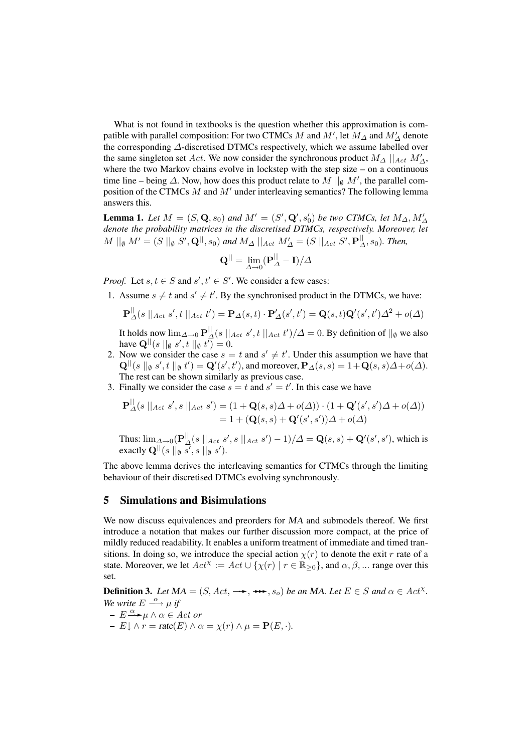What is not found in textbooks is the question whether this approximation is compatible with parallel composition: For two CTMCs $M$ and $M'$, let $M_\Delta$ and $M'_\Delta$ denote the corresponding $\Delta$-discretised DTMCs respectively, which we assume labelled over the same singleton set $Act$. We now consider the synchronous product $M_\Delta \mid\mid_{Act} M'_\Delta$, where the two Markov chains evolve in lockstep with the step size – on a continuous time line – being $\Delta$. Now, how does this product relate to $M \mid\mid_\emptyset M'$, the parallel composition of the CTMCs $M$ and $M'$ under interleaving semantics? The following lemma answers this.

**Lemma 1.** *Let $M = (S, \mathbf{Q}, s_0)$ and $M' = (S', \mathbf{Q}', s'_0)$ be two CTMCs, let $M_\Delta, M'_\Delta$ denote the probability matrices in the discretised DTMCs, respectively. Moreover, let $M \mid\mid_\emptyset M' = (S \mid\mid_\emptyset S', \mathbf{Q}^{\mid\mid}, s_0)$ and $M_\Delta \mid\mid_{Act} M'_\Delta = (S \mid\mid_{Act} S', \mathbf{P}^{\mid\mid}_\Delta, s_0)$. Then,*

$$\mathbf{Q}^{\mid\mid} = \lim_{\Delta \to 0} (\mathbf{P}^{\mid\mid}_\Delta - \mathbf{I})/\Delta$$

*Proof.* Let $s, t \in S$ and $s', t' \in S'$. We consider a few cases:

1. Assume $s \neq t$ and $s' \neq t'$. By the synchronised product in the DTMCs, we have:

   $$\mathbf{P}^{\mid\mid}_\Delta(s \mid\mid_{Act} s', t \mid\mid_{Act} t') = \mathbf{P}_\Delta(s,t) \cdot \mathbf{P}'_\Delta(s',t') = \mathbf{Q}(s,t)\mathbf{Q}'(s',t')\Delta^2 + o(\Delta)$$

   It holds now $\lim_{\Delta \to 0} \mathbf{P}^{\mid\mid}_\Delta(s \mid\mid_{Act} s', t \mid\mid_{Act} t')/\Delta = 0$. By definition of $\mid\mid_\emptyset$ we also have $\mathbf{Q}^{\mid\mid}(s \mid\mid_\emptyset s', t \mid\mid_\emptyset t') = 0$.
2. Now we consider the case $s = t$ and $s' \neq t'$. Under this assumption we have that $\mathbf{Q}^{\mid\mid}(s \mid\mid_\emptyset s', t \mid\mid_\emptyset t') = \mathbf{Q}'(s', t')$, and moreover, $\mathbf{P}_\Delta(s,s) = 1 + \mathbf{Q}(s,s)\Delta + o(\Delta)$. The rest can be shown similarly as previous case.
3. Finally we consider the case $s = t$ and $s' = t'$. In this case we have

   $$\begin{aligned} \mathbf{P}^{\mid\mid}_\Delta(s \mid\mid_{Act} s', s \mid\mid_{Act} s') &= (1 + \mathbf{Q}(s,s)\Delta + o(\Delta)) \cdot (1 + \mathbf{Q}'(s',s')\Delta + o(\Delta)) \\ &= 1 + (\mathbf{Q}(s,s) + \mathbf{Q}'(s',s'))\Delta + o(\Delta) \end{aligned}$$

   Thus: $\lim_{\Delta \to 0} (\mathbf{P}^{\mid\mid}_\Delta(s \mid\mid_{Act} s', s \mid\mid_{Act} s') - 1)/\Delta = \mathbf{Q}(s,s) + \mathbf{Q}'(s',s')$, which is exactly $\mathbf{Q}^{\mid\mid}(s \mid\mid_\emptyset s', s \mid\mid_\emptyset s')$.

The above lemma derives the interleaving semantics for CTMCs through the limiting behaviour of their discretised DTMCs evolving synchronously.

## 5 Simulations and Bisimulations

We now discuss equivalences and preorders for *MA* and submodels thereof. We first introduce a notation that makes our further discussion more compact, at the price of mildly reduced readability. It enables a uniform treatment of immediate and timed transitions. In doing so, we introduce the special action $\chi(r)$ to denote the exit $r$ rate of a state. Moreover, we let $Act^\chi := Act \cup \{\chi(r) \mid r \in \mathbb{R}_{\geq 0}\}$, and $\alpha, \beta, ...$ range over this set.

**Definition 3.** *Let $MA = (S, Act, \longrightarrow, \twoheadrightarrow, s_o)$ be an MA. Let $E \in S$ and $\alpha \in Act^\chi$. We write $E \xrightarrow{\alpha} \mu$ if*

- $E \xrightarrow{\alpha} \mu \wedge \alpha \in Act$ *or*
- $E\!\downarrow \wedge\, r = \text{rate}(E) \wedge \alpha = \chi(r) \wedge \mu = \mathbf{P}(E, \cdot)$.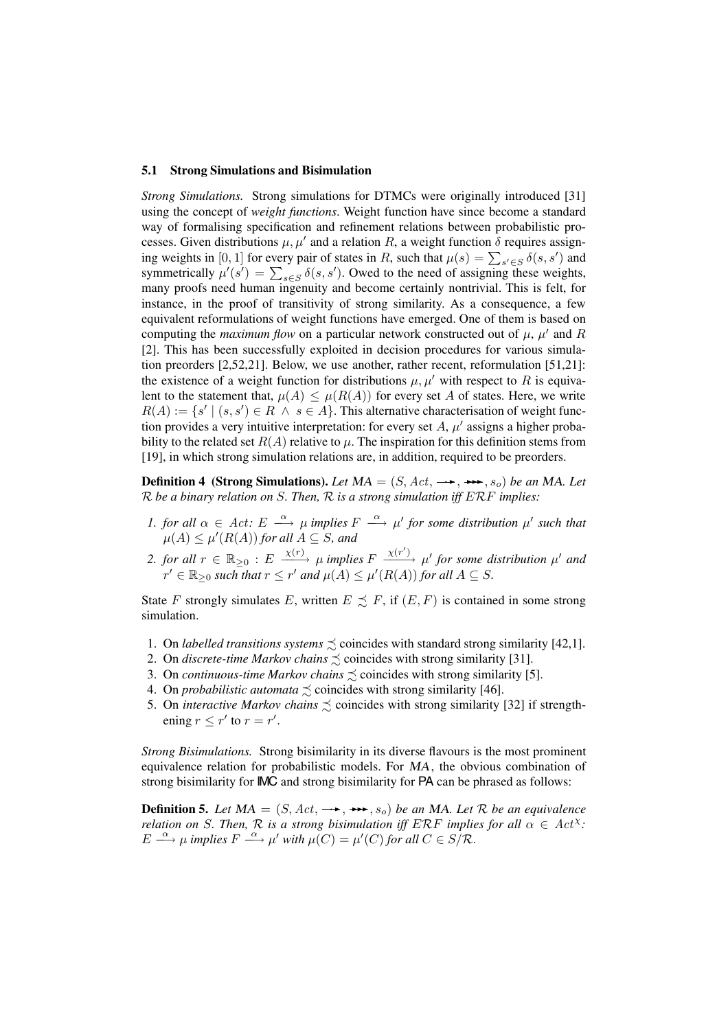### 5.1 Strong Simulations and Bisimulation

*Strong Simulations.* Strong simulations for DTMCs were originally introduced [31] using the concept of *weight functions*. Weight function have since become a standard way of formalising specification and refinement relations between probabilistic processes. Given distributions $\mu, \mu'$ and a relation $R$, a weight function $\delta$ requires assigning weights in $[0,1]$ for every pair of states in $R$, such that $\mu(s) = \sum_{s' \in S} \delta(s, s')$ and symmetrically $\mu'(s') = \sum_{s \in S} \delta(s, s')$. Owed to the need of assigning these weights, many proofs need human ingenuity and become certainly nontrivial. This is felt, for instance, in the proof of transitivity of strong similarity. As a consequence, a few equivalent reformulations of weight functions have emerged. One of them is based on computing the *maximum flow* on a particular network constructed out of $\mu$, $\mu'$ and $R$ [2]. This has been successfully exploited in decision procedures for various simulation preorders [2,52,21]. Below, we use another, rather recent, reformulation [51,21]: the existence of a weight function for distributions $\mu, \mu'$ with respect to $R$ is equivalent to the statement that, $\mu(A) \leq \mu(R(A))$ for every set $A$ of states. Here, we write $R(A) := \{s' \mid (s, s') \in R \wedge s \in A\}$. This alternative characterisation of weight function provides a very intuitive interpretation: for every set $A$, $\mu'$ assigns a higher probability to the related set $R(A)$ relative to $\mu$. The inspiration for this definition stems from [19], in which strong simulation relations are, in addition, required to be preorders.

**Definition 4 (Strong Simulations).** *Let $MA = (S, Act, \dashrightarrow, \twoheadrightarrow, s_o)$ be an MA. Let $\mathcal{R}$ be a binary relation on $S$. Then, $\mathcal{R}$ is a strong simulation iff $E\mathcal{R}F$ implies:*

1. *for all $\alpha \in Act$: $E \xrightarrow{\alpha} \mu$ implies $F \xrightarrow{\alpha} \mu'$ for some distribution $\mu'$ such that $\mu(A) \leq \mu'(R(A))$ for all $A \subseteq S$, and*
2. *for all $r \in \mathbb{R}_{\geq 0}$ : $E \xrightarrow{\chi(r)} \mu$ implies $F \xrightarrow{\chi(r')} \mu'$ for some distribution $\mu'$ and $r' \in \mathbb{R}_{\geq 0}$ such that $r \leq r'$ and $\mu(A) \leq \mu'(R(A))$ for all $A \subseteq S$.*

State $F$ strongly simulates $E$, written $E \precsim F$, if $(E, F)$ is contained in some strong simulation.

1. On *labelled transitions systems* $\precsim$ coincides with standard strong similarity [42,1].
2. On *discrete-time Markov chains* $\precsim$ coincides with strong similarity [31].
3. On *continuous-time Markov chains* $\precsim$ coincides with strong similarity [5].
4. On *probabilistic automata* $\precsim$ coincides with strong similarity [46].
5. On *interactive Markov chains* $\precsim$ coincides with strong similarity [32] if strengthening $r \leq r'$ to $r = r'$.

*Strong Bisimulations.* Strong bisimilarity in its diverse flavours is the most prominent equivalence relation for probabilistic models. For *MA*, the obvious combination of strong bisimilarity for IMC and strong bisimilarity for PA can be phrased as follows:

**Definition 5.** *Let $MA = (S, Act, \dashrightarrow, \twoheadrightarrow, s_o)$ be an MA. Let $\mathcal{R}$ be an equivalence relation on $S$. Then, $\mathcal{R}$ is a strong bisimulation iff $E\mathcal{R}F$ implies for all $\alpha \in Act^{\chi}$: $E \xrightarrow{\alpha} \mu$ implies $F \xrightarrow{\alpha} \mu'$ with $\mu(C) = \mu'(C)$ for all $C \in S/\mathcal{R}$.*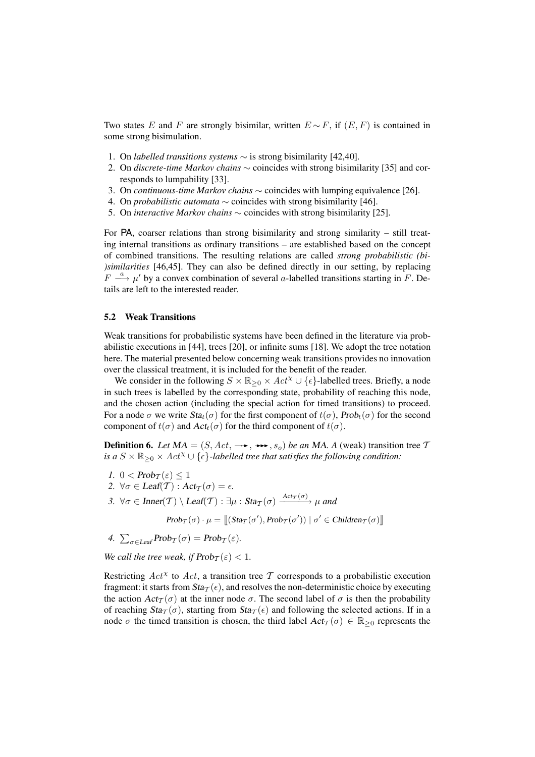Two states $E$ and $F$ are strongly bisimilar, written $E \sim F$, if $(E, F)$ is contained in some strong bisimulation.

1. On *labelled transitions systems* $\sim$ is strong bisimilarity [42,40].
2. On *discrete-time Markov chains* $\sim$ coincides with strong bisimilarity [35] and corresponds to lumpability [33].
3. On *continuous-time Markov chains* $\sim$ coincides with lumping equivalence [26].
4. On *probabilistic automata* $\sim$ coincides with strong bisimilarity [46].
5. On *interactive Markov chains* $\sim$ coincides with strong bisimilarity [25].

For PA, coarser relations than strong bisimilarity and strong similarity – still treating internal transitions as ordinary transitions – are established based on the concept of combined transitions. The resulting relations are called *strong probabilistic (bi-)similarities* [46,45]. They can also be defined directly in our setting, by replacing $F \xrightarrow{a} \mu'$ by a convex combination of several $a$-labelled transitions starting in $F$. Details are left to the interested reader.

### 5.2 Weak Transitions

Weak transitions for probabilistic systems have been defined in the literature via probabilistic executions in [44], trees [20], or infinite sums [18]. We adopt the tree notation here. The material presented below concerning weak transitions provides no innovation over the classical treatment, it is included for the benefit of the reader.

We consider in the following $S \times \mathbb{R}_{\geq 0} \times Act^{\chi} \cup \{\epsilon\}$-labelled trees. Briefly, a node in such trees is labelled by the corresponding state, probability of reaching this node, and the chosen action (including the special action for timed transitions) to proceed. For a node $\sigma$ we write $Sta_t(\sigma)$ for the first component of $t(\sigma)$, $Prob_t(\sigma)$ for the second component of $t(\sigma)$ and $Act_t(\sigma)$ for the third component of $t(\sigma)$.

**Definition 6.** *Let $MA = (S, Act, \longrightarrow, \twoheadrightarrow, s_o)$ be an MA. A* (weak) transition tree $\mathcal{T}$ *is a $S \times \mathbb{R}_{\geq 0} \times Act^{\chi} \cup \{\epsilon\}$-labelled tree that satisfies the following condition:*

1. $0 < Prob_{\mathcal{T}}(\varepsilon) \leq 1$
2. $\forall \sigma \in Leaf(\mathcal{T}) : Act_{\mathcal{T}}(\sigma) = \epsilon.$
3. $\forall \sigma \in Inner(\mathcal{T}) \setminus Leaf(\mathcal{T}) : \exists \mu : Sta_{\mathcal{T}}(\sigma) \xrightarrow{Act_{\mathcal{T}}(\sigma)} \mu$ *and*
$$Prob_{\mathcal{T}}(\sigma) \cdot \mu = [\![ (Sta_{\mathcal{T}}(\sigma'), Prob_{\mathcal{T}}(\sigma')) \mid \sigma' \in Children_{\mathcal{T}}(\sigma) ]\!]$$
4. $\sum_{\sigma \in Leaf} Prob_{\mathcal{T}}(\sigma) = Prob_{\mathcal{T}}(\varepsilon).$

*We call the tree weak, if $Prob_{\mathcal{T}}(\varepsilon) < 1$.*

Restricting $Act^{\chi}$ to $Act$, a transition tree $\mathcal{T}$ corresponds to a probabilistic execution fragment: it starts from $Sta_{\mathcal{T}}(\epsilon)$, and resolves the non-deterministic choice by executing the action $Act_{\mathcal{T}}(\sigma)$ at the inner node $\sigma$. The second label of $\sigma$ is then the probability of reaching $Sta_{\mathcal{T}}(\sigma)$, starting from $Sta_{\mathcal{T}}(\epsilon)$ and following the selected actions. If in a node $\sigma$ the timed transition is chosen, the third label $Act_{\mathcal{T}}(\sigma) \in \mathbb{R}_{\geq 0}$ represents the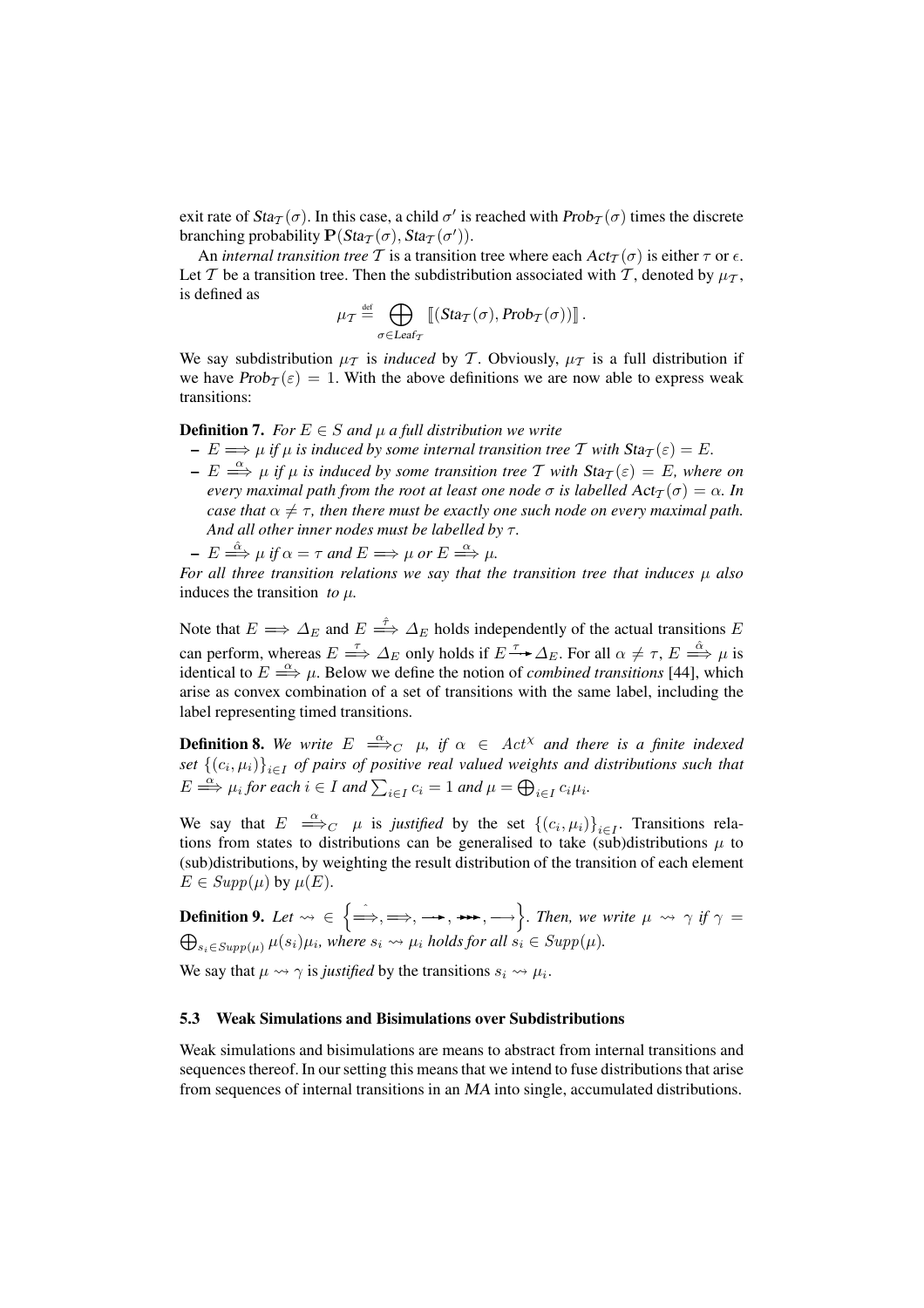exit rate of $Sta_{\mathcal{T}}(\sigma)$. In this case, a child $\sigma'$ is reached with $Prob_{\mathcal{T}}(\sigma)$ times the discrete branching probability $\mathbf{P}(Sta_{\mathcal{T}}(\sigma), Sta_{\mathcal{T}}(\sigma'))$.

An *internal transition tree* $\mathcal{T}$ is a transition tree where each $Act_{\mathcal{T}}(\sigma)$ is either $\tau$ or $\epsilon$. Let $\mathcal{T}$ be a transition tree. Then the subdistribution associated with $\mathcal{T}$, denoted by $\mu_{\mathcal{T}}$, is defined as

$$\mu_{\mathcal{T}} \stackrel{\text{def}}{=} \bigoplus_{\sigma \in \text{Leaf}_{\mathcal{T}}} [\![ (Sta_{\mathcal{T}}(\sigma), Prob_{\mathcal{T}}(\sigma)) ]\!] .$$

We say subdistribution $\mu_{\mathcal{T}}$ is *induced* by $\mathcal{T}$. Obviously, $\mu_{\mathcal{T}}$ is a full distribution if we have $Prob_{\mathcal{T}}(\varepsilon) = 1$. With the above definitions we are now able to express weak transitions:

**Definition 7.** *For $E \in S$ and $\mu$ a full distribution we write*

- *$E \Longrightarrow \mu$ if $\mu$ is induced by some internal transition tree $\mathcal{T}$ with $Sta_{\mathcal{T}}(\varepsilon) = E$.*
- *$E \stackrel{\alpha}{\Longrightarrow} \mu$ if $\mu$ is induced by some transition tree $\mathcal{T}$ with $Sta_{\mathcal{T}}(\varepsilon) = E$, where on every maximal path from the root at least one node $\sigma$ is labelled $Act_{\mathcal{T}}(\sigma) = \alpha$. In case that $\alpha \neq \tau$, then there must be exactly one such node on every maximal path. And all other inner nodes must be labelled by $\tau$.*
- *$E \stackrel{\hat{\alpha}}{\Longrightarrow} \mu$ if $\alpha = \tau$ and $E \Longrightarrow \mu$ or $E \stackrel{\alpha}{\Longrightarrow} \mu$.*

*For all three transition relations we say that the transition tree that induces $\mu$ also* induces the transition *to $\mu$.*

Note that $E \Longrightarrow \Delta_E$ and $E \stackrel{\hat{\tau}}{\Longrightarrow} \Delta_E$ holds independently of the actual transitions $E$ can perform, whereas $E \stackrel{\tau}{\Longrightarrow} \Delta_E$ only holds if $E \stackrel{\tau}{\longrightarrow} \Delta_E$. For all $\alpha \neq \tau$, $E \stackrel{\hat{\alpha}}{\Longrightarrow} \mu$ is identical to $E \stackrel{\alpha}{\Longrightarrow} \mu$. Below we define the notion of *combined transitions* [44], which arise as convex combination of a set of transitions with the same label, including the label representing timed transitions.

**Definition 8.** *We write $E \stackrel{\alpha}{\Longrightarrow}_C \mu$, if $\alpha \in Act^{\chi}$ and there is a finite indexed set $\{(c_i, \mu_i)\}_{i \in I}$ of pairs of positive real valued weights and distributions such that $E \stackrel{\alpha}{\Longrightarrow} \mu_i$ for each $i \in I$ and $\sum_{i \in I} c_i = 1$ and $\mu = \bigoplus_{i \in I} c_i \mu_i$.*

We say that $E \stackrel{\alpha}{\Longrightarrow}_C \mu$ is *justified* by the set $\{(c_i, \mu_i)\}_{i \in I}$. Transitions relations from states to distributions can be generalised to take (sub)distributions $\mu$ to (sub)distributions, by weighting the result distribution of the transition of each element $E \in Supp(\mu)$ by $\mu(E)$.

**Definition 9.** *Let $\rightsquigarrow \in \left\{ \stackrel{\hat{}}{\Longrightarrow}, \Longrightarrow, \longrightarrow, \twoheadrightarrow, \longrightarrow \right\}$. Then, we write $\mu \rightsquigarrow \gamma$ if $\gamma = \bigoplus_{s_i \in Supp(\mu)} \mu(s_i)\mu_i$, where $s_i \rightsquigarrow \mu_i$ holds for all $s_i \in Supp(\mu)$.*

We say that $\mu \rightsquigarrow \gamma$ is *justified* by the transitions $s_i \rightsquigarrow \mu_i$.

### 5.3 Weak Simulations and Bisimulations over Subdistributions

Weak simulations and bisimulations are means to abstract from internal transitions and sequences thereof. In our setting this means that we intend to fuse distributions that arise from sequences of internal transitions in an *MA* into single, accumulated distributions.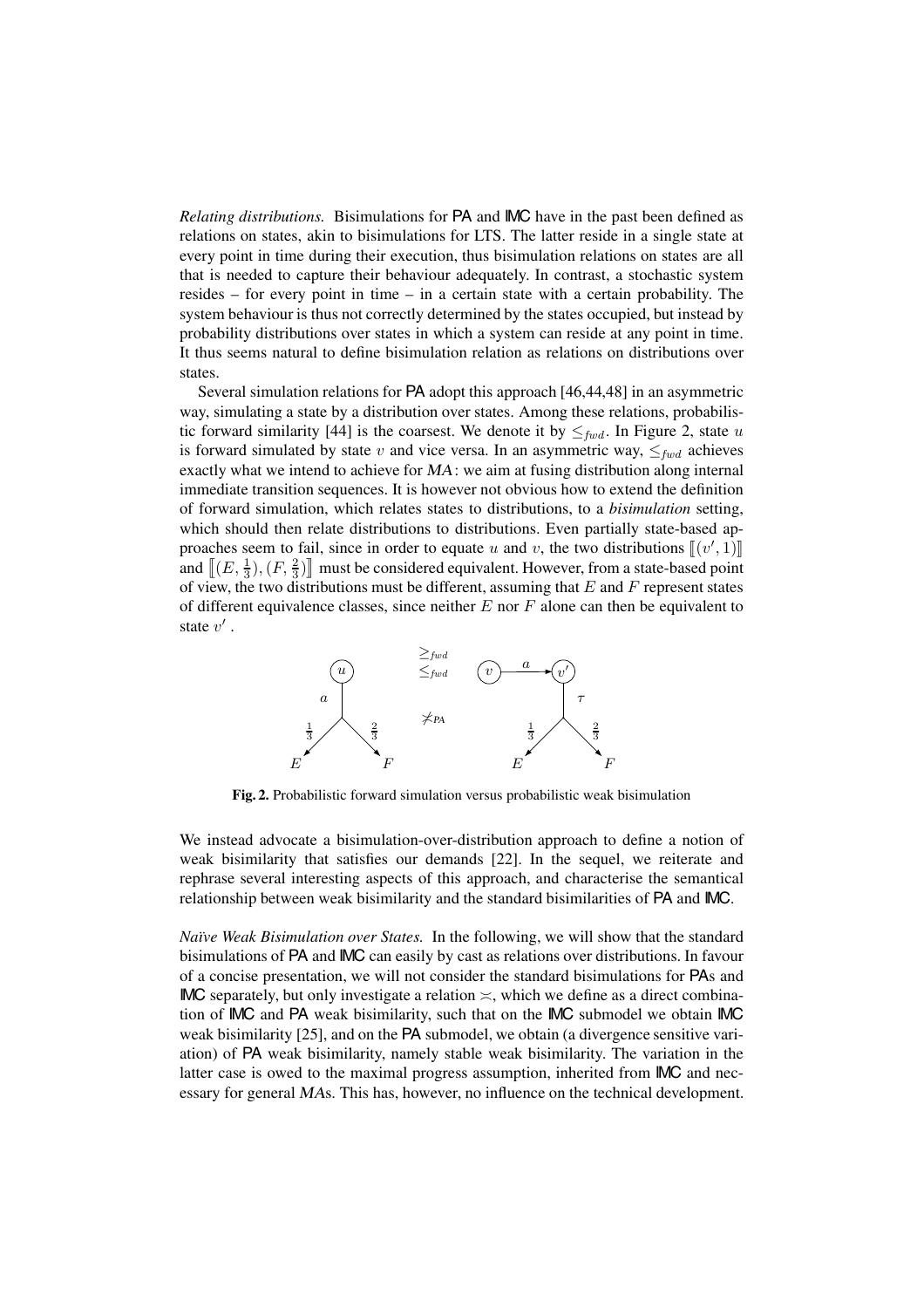*Relating distributions.* Bisimulations for PA and IMC have in the past been defined as relations on states, akin to bisimulations for LTS. The latter reside in a single state at every point in time during their execution, thus bisimulation relations on states are all that is needed to capture their behaviour adequately. In contrast, a stochastic system resides – for every point in time – in a certain state with a certain probability. The system behaviour is thus not correctly determined by the states occupied, but instead by probability distributions over states in which a system can reside at any point in time. It thus seems natural to define bisimulation relation as relations on distributions over states.

Several simulation relations for PA adopt this approach [46,44,48] in an asymmetric way, simulating a state by a distribution over states. Among these relations, probabilistic forward similarity [44] is the coarsest. We denote it by $\leq_{fwd}$. In Figure 2, state $u$ is forward simulated by state $v$ and vice versa. In an asymmetric way, $\leq_{fwd}$ achieves exactly what we intend to achieve for *MA*: we aim at fusing distribution along internal immediate transition sequences. It is however not obvious how to extend the definition of forward simulation, which relates states to distributions, to a *bisimulation* setting, which should then relate distributions to distributions. Even partially state-based approaches seem to fail, since in order to equate $u$ and $v$, the two distributions $[\![(v', 1)]\!]$ and $[\![(E, \frac{1}{3}), (F, \frac{2}{3})]\!]$ must be considered equivalent. However, from a state-based point of view, the two distributions must be different, assuming that $E$ and $F$ represent states of different equivalence classes, since neither $E$ nor $F$ alone can then be equivalent to state $v'$.

**Fig. 2.** Probabilistic forward simulation versus probabilistic weak bisimulation

We instead advocate a bisimulation-over-distribution approach to define a notion of weak bisimilarity that satisfies our demands [22]. In the sequel, we reiterate and rephrase several interesting aspects of this approach, and characterise the semantical relationship between weak bisimilarity and the standard bisimilarities of PA and IMC.

*Naïve Weak Bisimulation over States.* In the following, we will show that the standard bisimulations of PA and IMC can easily by cast as relations over distributions. In favour of a concise presentation, we will not consider the standard bisimulations for PAs and IMC separately, but only investigate a relation $\asymp$, which we define as a direct combination of IMC and PA weak bisimilarity, such that on the IMC submodel we obtain IMC weak bisimilarity [25], and on the PA submodel, we obtain (a divergence sensitive variation) of PA weak bisimilarity, namely stable weak bisimilarity. The variation in the latter case is owed to the maximal progress assumption, inherited from IMC and necessary for general *MA*s. This has, however, no influence on the technical development.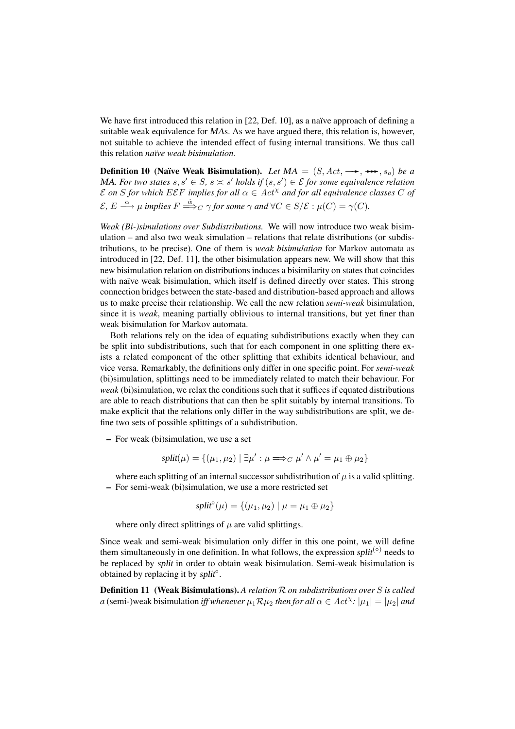We have first introduced this relation in [22, Def. 10], as a naïve approach of defining a suitable weak equivalence for *MA*s. As we have argued there, this relation is, however, not suitable to achieve the intended effect of fusing internal transitions. We thus call this relation *naïve weak bisimulation*.

**Definition 10 (Naïve Weak Bisimulation).** *Let $MA = (S, Act, \rightarrowtail, \twoheadrightarrow, s_o)$ be a MA. For two states $s, s' \in S$, $s \asymp s'$ holds if $(s, s') \in \mathcal{E}$ for some equivalence relation $\mathcal{E}$ on $S$ for which $E\mathcal{E}F$ implies for all $\alpha \in Act^{\chi}$ and for all equivalence classes $C$ of $\mathcal{E}$, $E \xrightarrow{\alpha} \mu$ implies $F \stackrel{\hat{\alpha}}{\Longrightarrow}_C \gamma$ for some $\gamma$ and $\forall C \in S/\mathcal{E} : \mu(C) = \gamma(C)$.*

*Weak (Bi-)simulations over Subdistributions.* We will now introduce two weak bisimulation – and also two weak simulation – relations that relate distributions (or subdistributions, to be precise). One of them is *weak bisimulation* for Markov automata as introduced in [22, Def. 11], the other bisimulation appears new. We will show that this new bisimulation relation on distributions induces a bisimilarity on states that coincides with naïve weak bisimulation, which itself is defined directly over states. This strong connection bridges between the state-based and distribution-based approach and allows us to make precise their relationship. We call the new relation *semi-weak* bisimulation, since it is *weak*, meaning partially oblivious to internal transitions, but yet finer than weak bisimulation for Markov automata.

Both relations rely on the idea of equating subdistributions exactly when they can be split into subdistributions, such that for each component in one splitting there exists a related component of the other splitting that exhibits identical behaviour, and vice versa. Remarkably, the definitions only differ in one specific point. For *semi-weak* (bi)simulation, splittings need to be immediately related to match their behaviour. For *weak* (bi)simulation, we relax the conditions such that it suffices if equated distributions are able to reach distributions that can then be split suitably by internal transitions. To make explicit that the relations only differ in the way subdistributions are split, we define two sets of possible splittings of a subdistribution.

– For weak (bi)simulation, we use a set

$$split(\mu) = \{(\mu_1, \mu_2) \mid \exists \mu' : \mu \Longrightarrow_C \mu' \wedge \mu' = \mu_1 \oplus \mu_2\}$$

where each splitting of an internal successor subdistribution of $\mu$ is a valid splitting.

– For semi-weak (bi)simulation, we use a more restricted set

$$split^{\circ}(\mu) = \{(\mu_1, \mu_2) \mid \mu = \mu_1 \oplus \mu_2\}$$

where only direct splittings of $\mu$ are valid splittings.

Since weak and semi-weak bisimulation only differ in this one point, we will define them simultaneously in one definition. In what follows, the expression $split^{(\circ)}$ needs to be replaced by $split$ in order to obtain weak bisimulation. Semi-weak bisimulation is obtained by replacing it by $split^{\circ}$.

**Definition 11 (Weak Bisimulations).** *A relation $\mathcal{R}$ on subdistributions over $S$ is called a* (semi-)weak bisimulation *iff whenever $\mu_1 \mathcal{R} \mu_2$ then for all $\alpha \in Act^{\chi}$: $|\mu_1| = |\mu_2|$ and*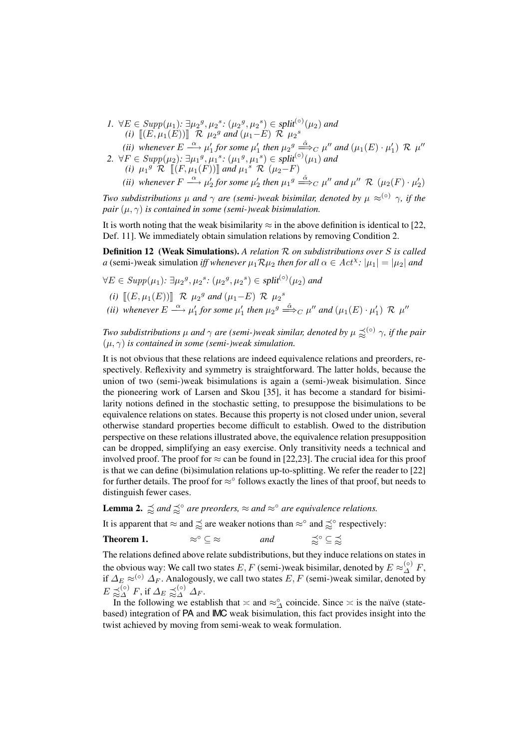1. $\forall E \in Supp(\mu_1)$: $\exists {\mu_2}^g, {\mu_2}^s$: $({\mu_2}^g, {\mu_2}^s) \in$ *split*$^{(\circ)}(\mu_2)$ and
   *(i)* $[\![(E, \mu_1(E))]\!]$ $\mathcal{R}$ ${\mu_2}^g$ and $(\mu_1 - E)$ $\mathcal{R}$ ${\mu_2}^s$
   *(ii)* whenever $E \xrightarrow{\alpha} \mu_1'$ for some $\mu_1'$ then ${\mu_2}^g \stackrel{\hat{\alpha}}{\Longrightarrow}_C \mu''$ and $(\mu_1(E) \cdot \mu_1')$ $\mathcal{R}$ $\mu''$
2. $\forall F \in Supp(\mu_2)$: $\exists {\mu_1}^g, {\mu_1}^s$: $({\mu_1}^g, {\mu_1}^s) \in$ *split*$^{(\circ)}(\mu_1)$ and
   *(i)* ${\mu_1}^g$ $\mathcal{R}$ $[\![(F, \mu_1(F))]\!]$ and ${\mu_1}^s$ $\mathcal{R}$ $(\mu_2 - F)$
   *(ii)* whenever $F \xrightarrow{\alpha} \mu_2'$ for some $\mu_2'$ then ${\mu_1}^g \stackrel{\hat{\alpha}}{\Longrightarrow}_C \mu''$ and $\mu''$ $\mathcal{R}$ $(\mu_2(F) \cdot \mu_2')$

*Two subdistributions $\mu$ and $\gamma$ are (semi-)weak bisimilar, denoted by $\mu \approx^{(\circ)} \gamma$, if the pair $(\mu, \gamma)$ is contained in some (semi-)weak bisimulation.*

It is worth noting that the weak bisimilarity $\approx$ in the above definition is identical to [22, Def. 11]. We immediately obtain simulation relations by removing Condition 2.

**Definition 12 (Weak Simulations).** *A relation $\mathcal{R}$ on subdistributions over $S$ is called a* (semi-)weak simulation *iff whenever $\mu_1 \mathcal{R} \mu_2$ then for all $\alpha \in Act^{\chi}$: $|\mu_1| = |\mu_2|$ and*

$\forall E \in Supp(\mu_1)$: $\exists {\mu_2}^g, {\mu_2}^s$: $({\mu_2}^g, {\mu_2}^s) \in$ *split*$^{(\circ)}(\mu_2)$ *and*

*(i)* $[\![(E, \mu_1(E))]\!]$ $\mathcal{R}$ ${\mu_2}^g$ *and* $(\mu_1 - E)$ $\mathcal{R}$ ${\mu_2}^s$

*(ii)* *whenever* $E \xrightarrow{\alpha} \mu_1'$ *for some* $\mu_1'$ *then* ${\mu_2}^g \stackrel{\hat{\alpha}}{\Longrightarrow}_C \mu''$ *and* $(\mu_1(E) \cdot \mu_1')$ $\mathcal{R}$ $\mu''$

*Two subdistributions $\mu$ and $\gamma$ are (semi-)weak similar, denoted by $\mu \precapprox^{(\circ)} \gamma$, if the pair $(\mu, \gamma)$ is contained in some (semi-)weak simulation.*

It is not obvious that these relations are indeed equivalence relations and preorders, respectively. Reflexivity and symmetry is straightforward. The latter holds, because the union of two (semi-)weak bisimulations is again a (semi-)weak bisimulation. Since the pioneering work of Larsen and Skou [35], it has become a standard for bisimilarity notions defined in the stochastic setting, to presuppose the bisimulations to be equivalence relations on states. Because this property is not closed under union, several otherwise standard properties become difficult to establish. Owed to the distribution perspective on these relations illustrated above, the equivalence relation presupposition can be dropped, simplifying an easy exercise. Only transitivity needs a technical and involved proof. The proof for $\approx$ can be found in [22,23]. The crucial idea for this proof is that we can define (bi)simulation relations up-to-splitting. We refer the reader to [22] for further details. The proof for $\approx^\circ$ follows exactly the lines of that proof, but needs to distinguish fewer cases.

**Lemma 2.** *$\precapprox$ and $\precapprox^\circ$ are preorders, $\approx$ and $\approx^\circ$ are equivalence relations.*

It is apparent that $\approx$ and $\precapprox$ are weaker notions than $\approx^\circ$ and $\precapprox^\circ$ respectively:

**Theorem 1.** $\qquad \approx^\circ \subseteq \approx \qquad$ *and* $\qquad \precapprox^\circ \subseteq \precapprox$

The relations defined above relate subdistributions, but they induce relations on states in the obvious way: We call two states $E, F$ (semi-)weak bisimilar, denoted by $E \approx^{(\circ)}_{\Delta} F$, if $\Delta_E \approx^{(\circ)} \Delta_F$. Analogously, we call two states $E, F$ (semi-)weak similar, denoted by $E \precapprox^{(\circ)}_{\Delta} F$, if $\Delta_E \precapprox^{(\circ)}_{\Delta} \Delta_F$.

In the following we establish that $\asymp$ and $\approx^\circ_\Delta$ coincide. Since $\asymp$ is the naïve (state-based) integration of PA and IMC weak bisimulation, this fact provides insight into the twist achieved by moving from semi-weak to weak formulation.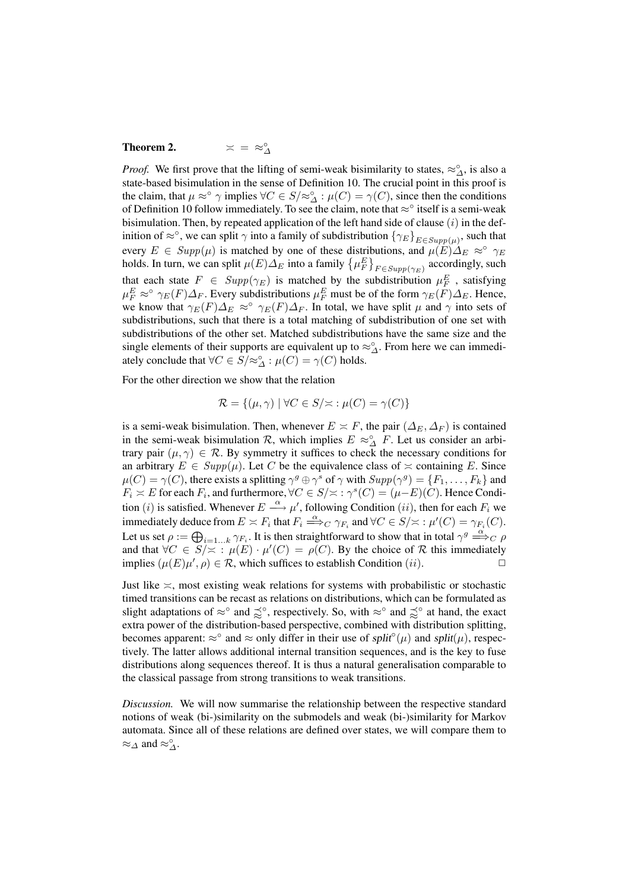**Theorem 2.** $\asymp \, = \, \approx^{\circ}_{\Delta}$

*Proof.* We first prove that the lifting of semi-weak bisimilarity to states, $\approx^{\circ}_{\Delta}$, is also a state-based bisimulation in the sense of Definition 10. The crucial point in this proof is the claim, that $\mu \approx^{\circ} \gamma$ implies $\forall C \in S/\approx^{\circ}_{\Delta} : \mu(C) = \gamma(C)$, since then the conditions of Definition 10 follow immediately. To see the claim, note that $\approx^{\circ}$ itself is a semi-weak bisimulation. Then, by repeated application of the left hand side of clause $(i)$ in the definition of $\approx^{\circ}$, we can split $\gamma$ into a family of subdistribution $\{\gamma_E\}_{E \in Supp(\mu)}$, such that every $E \in Supp(\mu)$ is matched by one of these distributions, and $\mu(E)\Delta_E \approx^{\circ} \gamma_E$ holds. In turn, we can split $\mu(E)\Delta_E$ into a family $\{\mu^E_F\}_{F \in Supp(\gamma_E)}$ accordingly, such that each state $F \in Supp(\gamma_E)$ is matched by the subdistribution $\mu^E_F$ , satisfying $\mu^E_F \approx^{\circ} \gamma_E(F)\Delta_F$. Every subdistributions $\mu^E_F$ must be of the form $\gamma_E(F)\Delta_E$. Hence, we know that $\gamma_E(F)\Delta_E \approx^{\circ} \gamma_E(F)\Delta_F$. In total, we have split $\mu$ and $\gamma$ into sets of subdistributions, such that there is a total matching of subdistribution of one set with subdistributions of the other set. Matched subdistributions have the same size and the single elements of their supports are equivalent up to $\approx^{\circ}_{\Delta}$. From here we can immediately conclude that $\forall C \in S/\approx^{\circ}_{\Delta} : \mu(C) = \gamma(C)$ holds.

For the other direction we show that the relation

$$\mathcal{R} = \{(\mu, \gamma) \mid \forall C \in S/\asymp : \mu(C) = \gamma(C)\}$$

is a semi-weak bisimulation. Then, whenever $E \asymp F$, the pair $(\Delta_E, \Delta_F)$ is contained in the semi-weak bisimulation $\mathcal{R}$, which implies $E \approx^{\circ}_{\Delta} F$. Let us consider an arbitrary pair $(\mu, \gamma) \in \mathcal{R}$. By symmetry it suffices to check the necessary conditions for an arbitrary $E \in Supp(\mu)$. Let $C$ be the equivalence class of $\asymp$ containing $E$. Since $\mu(C) = \gamma(C)$, there exists a splitting $\gamma^g \oplus \gamma^s$ of $\gamma$ with $Supp(\gamma^g) = \{F_1, \ldots, F_k\}$ and $F_i \asymp E$ for each $F_i$, and furthermore, $\forall C \in S/\asymp : \gamma^s(C) = (\mu - E)(C)$. Hence Condition $(i)$ is satisfied. Whenever $E \xrightarrow{\alpha} \mu'$, following Condition $(ii)$, then for each $F_i$ we immediately deduce from $E \asymp F_i$ that $F_i \overset{\alpha}{\Longrightarrow}_C \gamma_{F_i}$ and $\forall C \in S/\asymp : \mu'(C) = \gamma_{F_i}(C)$. Let us set $\rho := \bigoplus_{i=1\ldots k} \gamma_{F_i}$. It is then straightforward to show that in total $\gamma^g \overset{\alpha}{\Longrightarrow}_C \rho$ and that $\forall C \in S/\asymp : \mu(E) \cdot \mu'(C) = \rho(C)$. By the choice of $\mathcal{R}$ this immediately implies $(\mu(E)\mu', \rho) \in \mathcal{R}$, which suffices to establish Condition $(ii)$. □

Just like $\asymp$, most existing weak relations for systems with probabilistic or stochastic timed transitions can be recast as relations on distributions, which can be formulated as slight adaptations of $\approx^{\circ}$ and $\precsim^{\circ}$, respectively. So, with $\approx^{\circ}$ and $\precsim^{\circ}$ at hand, the exact extra power of the distribution-based perspective, combined with distribution splitting, becomes apparent: $\approx^{\circ}$ and $\approx$ only differ in their use of $split^{\circ}(\mu)$ and $split(\mu)$, respectively. The latter allows additional internal transition sequences, and is the key to fuse distributions along sequences thereof. It is thus a natural generalisation comparable to the classical passage from strong transitions to weak transitions.

*Discussion.* We will now summarise the relationship between the respective standard notions of weak (bi-)similarity on the submodels and weak (bi-)similarity for Markov automata. Since all of these relations are defined over states, we will compare them to $\approx_{\Delta}$ and $\approx^{\circ}_{\Delta}$.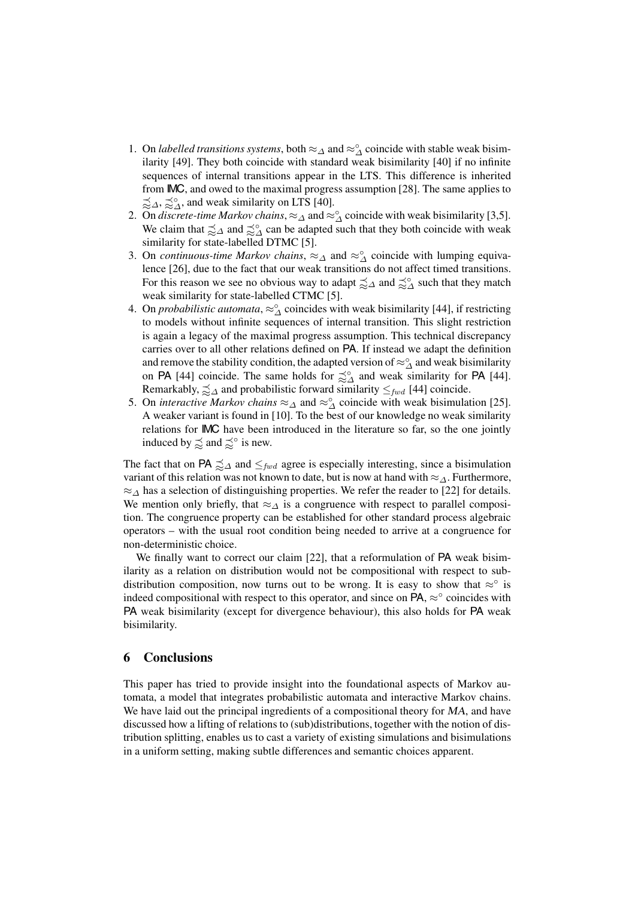1. On *labelled transitions systems*, both $\approx_\Delta$ and $\approx^\circ_\Delta$ coincide with stable weak bisimilarity [49]. They both coincide with standard weak bisimilarity [40] if no infinite sequences of internal transitions appear in the LTS. This difference is inherited from IMC, and owed to the maximal progress assumption [28]. The same applies to $\precsim_\Delta$, $\precsim^\circ_\Delta$, and weak similarity on LTS [40].
2. On *discrete-time Markov chains*, $\approx_\Delta$ and $\approx^\circ_\Delta$ coincide with weak bisimilarity [3,5]. We claim that $\precsim_\Delta$ and $\precsim^\circ_\Delta$ can be adapted such that they both coincide with weak similarity for state-labelled DTMC [5].
3. On *continuous-time Markov chains*, $\approx_\Delta$ and $\approx^\circ_\Delta$ coincide with lumping equivalence [26], due to the fact that our weak transitions do not affect timed transitions. For this reason we see no obvious way to adapt $\precsim_\Delta$ and $\precsim^\circ_\Delta$ such that they match weak similarity for state-labelled CTMC [5].
4. On *probabilistic automata*, $\approx^\circ_\Delta$ coincides with weak bisimilarity [44], if restricting to models without infinite sequences of internal transition. This slight restriction is again a legacy of the maximal progress assumption. This technical discrepancy carries over to all other relations defined on PA. If instead we adapt the definition and remove the stability condition, the adapted version of $\approx^\circ_\Delta$ and weak bisimilarity on PA [44] coincide. The same holds for $\precsim^\circ_\Delta$ and weak similarity for PA [44]. Remarkably, $\precsim_\Delta$ and probabilistic forward similarity $\leq_{fwd}$ [44] coincide.
5. On *interactive Markov chains* $\approx_\Delta$ and $\approx^\circ_\Delta$ coincide with weak bisimulation [25]. A weaker variant is found in [10]. To the best of our knowledge no weak similarity relations for IMC have been introduced in the literature so far, so the one jointly induced by $\precsim$ and $\precsim^\circ$ is new.

The fact that on PA $\precsim_\Delta$ and $\leq_{fwd}$ agree is especially interesting, since a bisimulation variant of this relation was not known to date, but is now at hand with $\approx_\Delta$. Furthermore, $\approx_\Delta$ has a selection of distinguishing properties. We refer the reader to [22] for details. We mention only briefly, that $\approx_\Delta$ is a congruence with respect to parallel composition. The congruence property can be established for other standard process algebraic operators – with the usual root condition being needed to arrive at a congruence for non-deterministic choice.

We finally want to correct our claim [22], that a reformulation of PA weak bisimilarity as a relation on distribution would not be compositional with respect to subdistribution composition, now turns out to be wrong. It is easy to show that $\approx^\circ$ is indeed compositional with respect to this operator, and since on PA, $\approx^\circ$ coincides with PA weak bisimilarity (except for divergence behaviour), this also holds for PA weak bisimilarity.

## 6 Conclusions

This paper has tried to provide insight into the foundational aspects of Markov automata, a model that integrates probabilistic automata and interactive Markov chains. We have laid out the principal ingredients of a compositional theory for *MA*, and have discussed how a lifting of relations to (sub)distributions, together with the notion of distribution splitting, enables us to cast a variety of existing simulations and bisimulations in a uniform setting, making subtle differences and semantic choices apparent.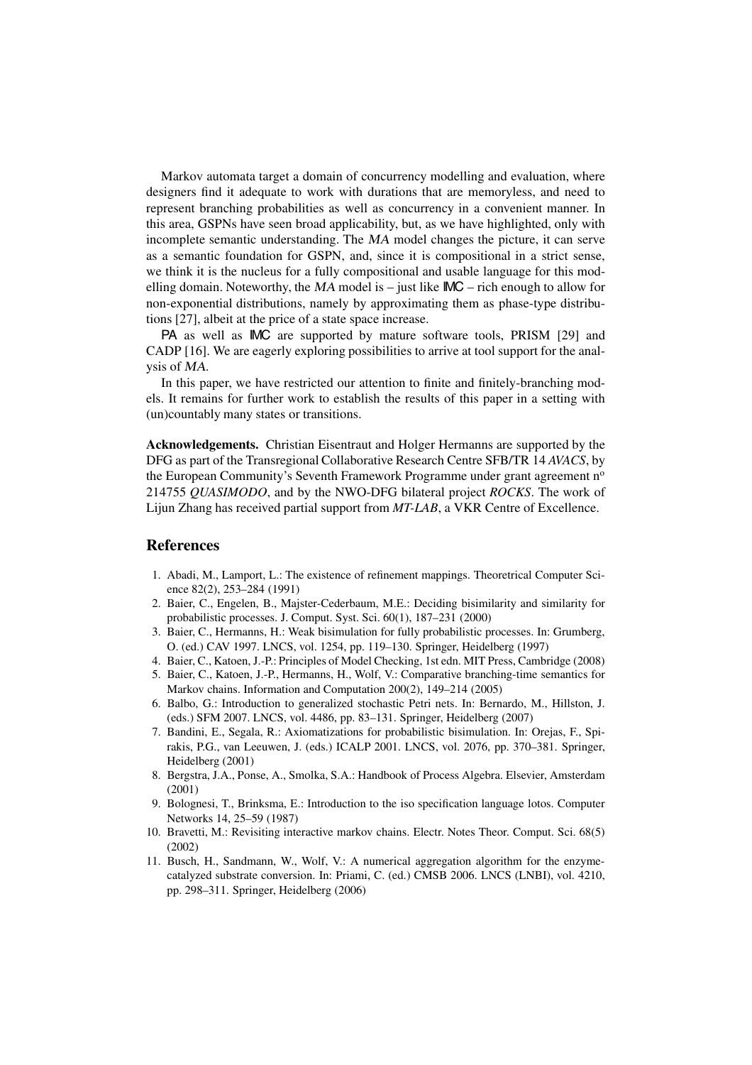Markov automata target a domain of concurrency modelling and evaluation, where designers find it adequate to work with durations that are memoryless, and need to represent branching probabilities as well as concurrency in a convenient manner. In this area, GSPNs have seen broad applicability, but, as we have highlighted, only with incomplete semantic understanding. The *MA* model changes the picture, it can serve as a semantic foundation for GSPN, and, since it is compositional in a strict sense, we think it is the nucleus for a fully compositional and usable language for this modelling domain. Noteworthy, the *MA* model is – just like IMC – rich enough to allow for non-exponential distributions, namely by approximating them as phase-type distributions [27], albeit at the price of a state space increase.

PA as well as IMC are supported by mature software tools, PRISM [29] and CADP [16]. We are eagerly exploring possibilities to arrive at tool support for the analysis of *MA*.

In this paper, we have restricted our attention to finite and finitely-branching models. It remains for further work to establish the results of this paper in a setting with (un)countably many states or transitions.

**Acknowledgements.** Christian Eisentraut and Holger Hermanns are supported by the DFG as part of the Transregional Collaborative Research Centre SFB/TR 14 *AVACS*, by the European Community's Seventh Framework Programme under grant agreement n[o] 214755 *QUASIMODO*, and by the NWO-DFG bilateral project *ROCKS*. The work of Lijun Zhang has received partial support from *MT-LAB*, a VKR Centre of Excellence.

## References

1. Abadi, M., Lamport, L.: The existence of refinement mappings. Theoretrical Computer Science 82(2), 253–284 (1991)
2. Baier, C., Engelen, B., Majster-Cederbaum, M.E.: Deciding bisimilarity and similarity for probabilistic processes. J. Comput. Syst. Sci. 60(1), 187–231 (2000)
3. Baier, C., Hermanns, H.: Weak bisimulation for fully probabilistic processes. In: Grumberg, O. (ed.) CAV 1997. LNCS, vol. 1254, pp. 119–130. Springer, Heidelberg (1997)
4. Baier, C., Katoen, J.-P.: Principles of Model Checking, 1st edn. MIT Press, Cambridge (2008)
5. Baier, C., Katoen, J.-P., Hermanns, H., Wolf, V.: Comparative branching-time semantics for Markov chains. Information and Computation 200(2), 149–214 (2005)
6. Balbo, G.: Introduction to generalized stochastic Petri nets. In: Bernardo, M., Hillston, J. (eds.) SFM 2007. LNCS, vol. 4486, pp. 83–131. Springer, Heidelberg (2007)
7. Bandini, E., Segala, R.: Axiomatizations for probabilistic bisimulation. In: Orejas, F., Spirakis, P.G., van Leeuwen, J. (eds.) ICALP 2001. LNCS, vol. 2076, pp. 370–381. Springer, Heidelberg (2001)
8. Bergstra, J.A., Ponse, A., Smolka, S.A.: Handbook of Process Algebra. Elsevier, Amsterdam (2001)
9. Bolognesi, T., Brinksma, E.: Introduction to the iso specification language lotos. Computer Networks 14, 25–59 (1987)
10. Bravetti, M.: Revisiting interactive markov chains. Electr. Notes Theor. Comput. Sci. 68(5) (2002)
11. Busch, H., Sandmann, W., Wolf, V.: A numerical aggregation algorithm for the enzyme-catalyzed substrate conversion. In: Priami, C. (ed.) CMSB 2006. LNCS (LNBI), vol. 4210, pp. 298–311. Springer, Heidelberg (2006)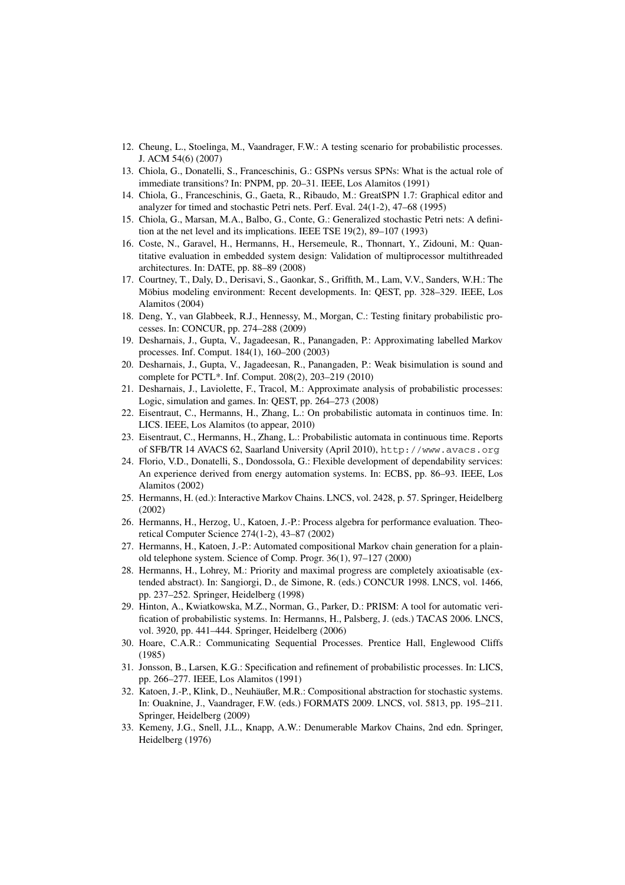12. Cheung, L., Stoelinga, M., Vaandrager, F.W.: A testing scenario for probabilistic processes. J. ACM 54(6) (2007)
13. Chiola, G., Donatelli, S., Franceschinis, G.: GSPNs versus SPNs: What is the actual role of immediate transitions? In: PNPM, pp. 20–31. IEEE, Los Alamitos (1991)
14. Chiola, G., Franceschinis, G., Gaeta, R., Ribaudo, M.: GreatSPN 1.7: Graphical editor and analyzer for timed and stochastic Petri nets. Perf. Eval. 24(1-2), 47–68 (1995)
15. Chiola, G., Marsan, M.A., Balbo, G., Conte, G.: Generalized stochastic Petri nets: A definition at the net level and its implications. IEEE TSE 19(2), 89–107 (1993)
16. Coste, N., Garavel, H., Hermanns, H., Hersemeule, R., Thonnart, Y., Zidouni, M.: Quantitative evaluation in embedded system design: Validation of multiprocessor multithreaded architectures. In: DATE, pp. 88–89 (2008)
17. Courtney, T., Daly, D., Derisavi, S., Gaonkar, S., Griffith, M., Lam, V.V., Sanders, W.H.: The Möbius modeling environment: Recent developments. In: QEST, pp. 328–329. IEEE, Los Alamitos (2004)
18. Deng, Y., van Glabbeek, R.J., Hennessy, M., Morgan, C.: Testing finitary probabilistic processes. In: CONCUR, pp. 274–288 (2009)
19. Desharnais, J., Gupta, V., Jagadeesan, R., Panangaden, P.: Approximating labelled Markov processes. Inf. Comput. 184(1), 160–200 (2003)
20. Desharnais, J., Gupta, V., Jagadeesan, R., Panangaden, P.: Weak bisimulation is sound and complete for PCTL*. Inf. Comput. 208(2), 203–219 (2010)
21. Desharnais, J., Laviolette, F., Tracol, M.: Approximate analysis of probabilistic processes: Logic, simulation and games. In: QEST, pp. 264–273 (2008)
22. Eisentraut, C., Hermanns, H., Zhang, L.: On probabilistic automata in continuos time. In: LICS. IEEE, Los Alamitos (to appear, 2010)
23. Eisentraut, C., Hermanns, H., Zhang, L.: Probabilistic automata in continuous time. Reports of SFB/TR 14 AVACS 62, Saarland University (April 2010), `http://www.avacs.org`
24. Florio, V.D., Donatelli, S., Dondossola, G.: Flexible development of dependability services: An experience derived from energy automation systems. In: ECBS, pp. 86–93. IEEE, Los Alamitos (2002)
25. Hermanns, H. (ed.): Interactive Markov Chains. LNCS, vol. 2428, p. 57. Springer, Heidelberg (2002)
26. Hermanns, H., Herzog, U., Katoen, J.-P.: Process algebra for performance evaluation. Theoretical Computer Science 274(1-2), 43–87 (2002)
27. Hermanns, H., Katoen, J.-P.: Automated compositional Markov chain generation for a plain-old telephone system. Science of Comp. Progr. 36(1), 97–127 (2000)
28. Hermanns, H., Lohrey, M.: Priority and maximal progress are completely axioatisable (extended abstract). In: Sangiorgi, D., de Simone, R. (eds.) CONCUR 1998. LNCS, vol. 1466, pp. 237–252. Springer, Heidelberg (1998)
29. Hinton, A., Kwiatkowska, M.Z., Norman, G., Parker, D.: PRISM: A tool for automatic verification of probabilistic systems. In: Hermanns, H., Palsberg, J. (eds.) TACAS 2006. LNCS, vol. 3920, pp. 441–444. Springer, Heidelberg (2006)
30. Hoare, C.A.R.: Communicating Sequential Processes. Prentice Hall, Englewood Cliffs (1985)
31. Jonsson, B., Larsen, K.G.: Specification and refinement of probabilistic processes. In: LICS, pp. 266–277. IEEE, Los Alamitos (1991)
32. Katoen, J.-P., Klink, D., Neuhäußer, M.R.: Compositional abstraction for stochastic systems. In: Ouaknine, J., Vaandrager, F.W. (eds.) FORMATS 2009. LNCS, vol. 5813, pp. 195–211. Springer, Heidelberg (2009)
33. Kemeny, J.G., Snell, J.L., Knapp, A.W.: Denumerable Markov Chains, 2nd edn. Springer, Heidelberg (1976)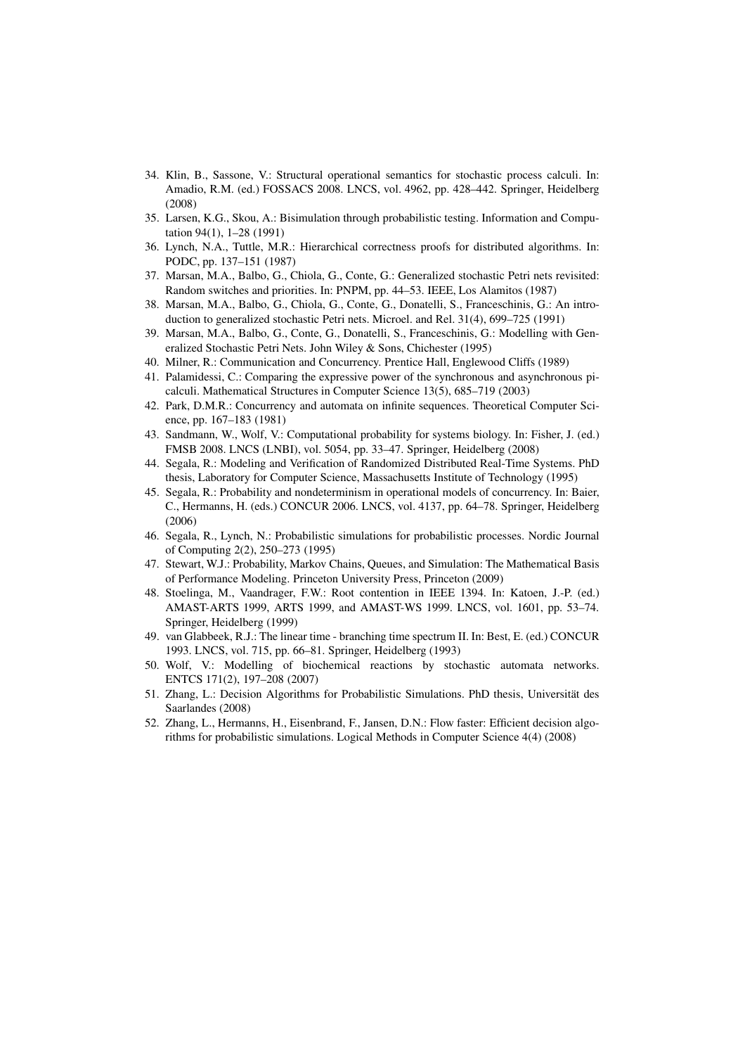34. Klin, B., Sassone, V.: Structural operational semantics for stochastic process calculi. In: Amadio, R.M. (ed.) FOSSACS 2008. LNCS, vol. 4962, pp. 428–442. Springer, Heidelberg (2008)
35. Larsen, K.G., Skou, A.: Bisimulation through probabilistic testing. Information and Computation 94(1), 1–28 (1991)
36. Lynch, N.A., Tuttle, M.R.: Hierarchical correctness proofs for distributed algorithms. In: PODC, pp. 137–151 (1987)
37. Marsan, M.A., Balbo, G., Chiola, G., Conte, G.: Generalized stochastic Petri nets revisited: Random switches and priorities. In: PNPM, pp. 44–53. IEEE, Los Alamitos (1987)
38. Marsan, M.A., Balbo, G., Chiola, G., Conte, G., Donatelli, S., Franceschinis, G.: An introduction to generalized stochastic Petri nets. Microel. and Rel. 31(4), 699–725 (1991)
39. Marsan, M.A., Balbo, G., Conte, G., Donatelli, S., Franceschinis, G.: Modelling with Generalized Stochastic Petri Nets. John Wiley & Sons, Chichester (1995)
40. Milner, R.: Communication and Concurrency. Prentice Hall, Englewood Cliffs (1989)
41. Palamidessi, C.: Comparing the expressive power of the synchronous and asynchronous pi-calculi. Mathematical Structures in Computer Science 13(5), 685–719 (2003)
42. Park, D.M.R.: Concurrency and automata on infinite sequences. Theoretical Computer Science, pp. 167–183 (1981)
43. Sandmann, W., Wolf, V.: Computational probability for systems biology. In: Fisher, J. (ed.) FMSB 2008. LNCS (LNBI), vol. 5054, pp. 33–47. Springer, Heidelberg (2008)
44. Segala, R.: Modeling and Verification of Randomized Distributed Real-Time Systems. PhD thesis, Laboratory for Computer Science, Massachusetts Institute of Technology (1995)
45. Segala, R.: Probability and nondeterminism in operational models of concurrency. In: Baier, C., Hermanns, H. (eds.) CONCUR 2006. LNCS, vol. 4137, pp. 64–78. Springer, Heidelberg (2006)
46. Segala, R., Lynch, N.: Probabilistic simulations for probabilistic processes. Nordic Journal of Computing 2(2), 250–273 (1995)
47. Stewart, W.J.: Probability, Markov Chains, Queues, and Simulation: The Mathematical Basis of Performance Modeling. Princeton University Press, Princeton (2009)
48. Stoelinga, M., Vaandrager, F.W.: Root contention in IEEE 1394. In: Katoen, J.-P. (ed.) AMAST-ARTS 1999, ARTS 1999, and AMAST-WS 1999. LNCS, vol. 1601, pp. 53–74. Springer, Heidelberg (1999)
49. van Glabbeek, R.J.: The linear time - branching time spectrum II. In: Best, E. (ed.) CONCUR 1993. LNCS, vol. 715, pp. 66–81. Springer, Heidelberg (1993)
50. Wolf, V.: Modelling of biochemical reactions by stochastic automata networks. ENTCS 171(2), 197–208 (2007)
51. Zhang, L.: Decision Algorithms for Probabilistic Simulations. PhD thesis, Universität des Saarlandes (2008)
52. Zhang, L., Hermanns, H., Eisenbrand, F., Jansen, D.N.: Flow faster: Efficient decision algorithms for probabilistic simulations. Logical Methods in Computer Science 4(4) (2008)